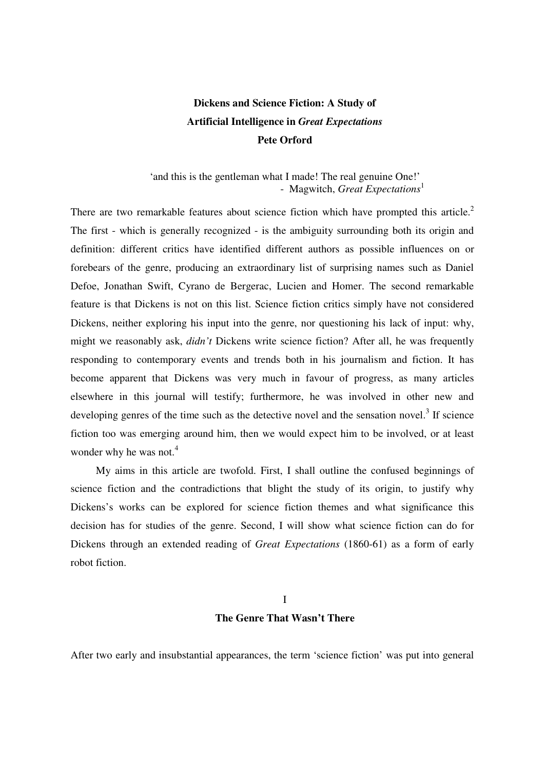# Dickens and Science Fiction: A Study of Artificial Intelligence in *Great Expectations*

**Pete Orford**

> 'and this is the gentleman what I made! The real genuine One!'
> - Magwitch, *Great Expectations*[1]

There are two remarkable features about science fiction which have prompted this article.[2] The first - which is generally recognized - is the ambiguity surrounding both its origin and definition: different critics have identified different authors as possible influences on or forebears of the genre, producing an extraordinary list of surprising names such as Daniel Defoe, Jonathan Swift, Cyrano de Bergerac, Lucien and Homer. The second remarkable feature is that Dickens is not on this list. Science fiction critics simply have not considered Dickens, neither exploring his input into the genre, nor questioning his lack of input: why, might we reasonably ask, *didn't* Dickens write science fiction? After all, he was frequently responding to contemporary events and trends both in his journalism and fiction. It has become apparent that Dickens was very much in favour of progress, as many articles elsewhere in this journal will testify; furthermore, he was involved in other new and developing genres of the time such as the detective novel and the sensation novel.[3] If science fiction too was emerging around him, then we would expect him to be involved, or at least wonder why he was not.[4]

My aims in this article are twofold. First, I shall outline the confused beginnings of science fiction and the contradictions that blight the study of its origin, to justify why Dickens's works can be explored for science fiction themes and what significance this decision has for studies of the genre. Second, I will show what science fiction can do for Dickens through an extended reading of *Great Expectations* (1860-61) as a form of early robot fiction.

## I
## The Genre That Wasn't There

After two early and insubstantial appearances, the term 'science fiction' was put into general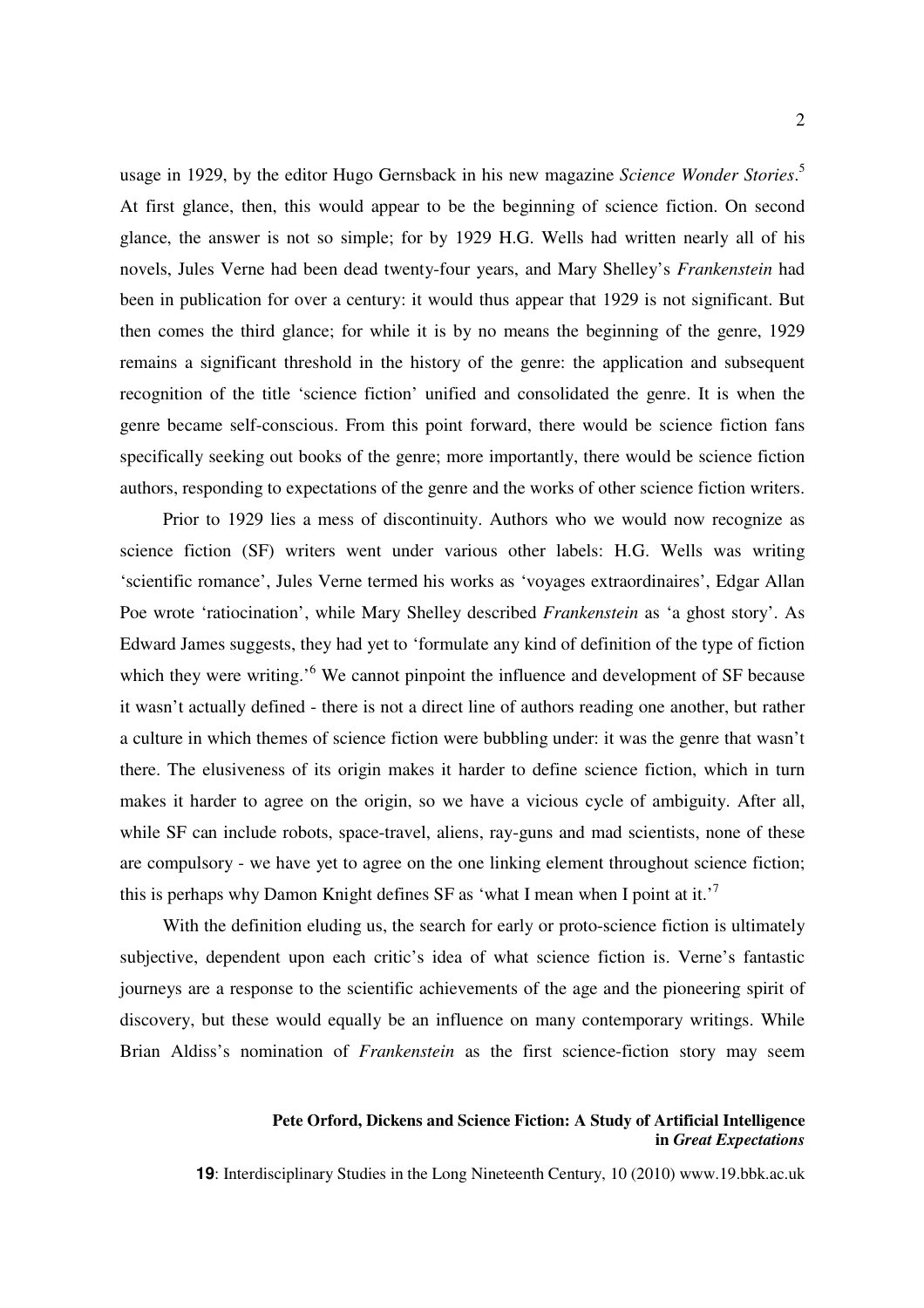usage in 1929, by the editor Hugo Gernsback in his new magazine *Science Wonder Stories*.[5] At first glance, then, this would appear to be the beginning of science fiction. On second glance, the answer is not so simple; for by 1929 H.G. Wells had written nearly all of his novels, Jules Verne had been dead twenty-four years, and Mary Shelley's *Frankenstein* had been in publication for over a century: it would thus appear that 1929 is not significant. But then comes the third glance; for while it is by no means the beginning of the genre, 1929 remains a significant threshold in the history of the genre: the application and subsequent recognition of the title 'science fiction' unified and consolidated the genre. It is when the genre became self-conscious. From this point forward, there would be science fiction fans specifically seeking out books of the genre; more importantly, there would be science fiction authors, responding to expectations of the genre and the works of other science fiction writers.

Prior to 1929 lies a mess of discontinuity. Authors who we would now recognize as science fiction (SF) writers went under various other labels: H.G. Wells was writing 'scientific romance', Jules Verne termed his works as 'voyages extraordinaires', Edgar Allan Poe wrote 'ratiocination', while Mary Shelley described *Frankenstein* as 'a ghost story'. As Edward James suggests, they had yet to 'formulate any kind of definition of the type of fiction which they were writing.'[6] We cannot pinpoint the influence and development of SF because it wasn't actually defined - there is not a direct line of authors reading one another, but rather a culture in which themes of science fiction were bubbling under: it was the genre that wasn't there. The elusiveness of its origin makes it harder to define science fiction, which in turn makes it harder to agree on the origin, so we have a vicious cycle of ambiguity. After all, while SF can include robots, space-travel, aliens, ray-guns and mad scientists, none of these are compulsory - we have yet to agree on the one linking element throughout science fiction; this is perhaps why Damon Knight defines SF as 'what I mean when I point at it.'[7]

With the definition eluding us, the search for early or proto-science fiction is ultimately subjective, dependent upon each critic's idea of what science fiction is. Verne's fantastic journeys are a response to the scientific achievements of the age and the pioneering spirit of discovery, but these would equally be an influence on many contemporary writings. While Brian Aldiss's nomination of *Frankenstein* as the first science-fiction story may seem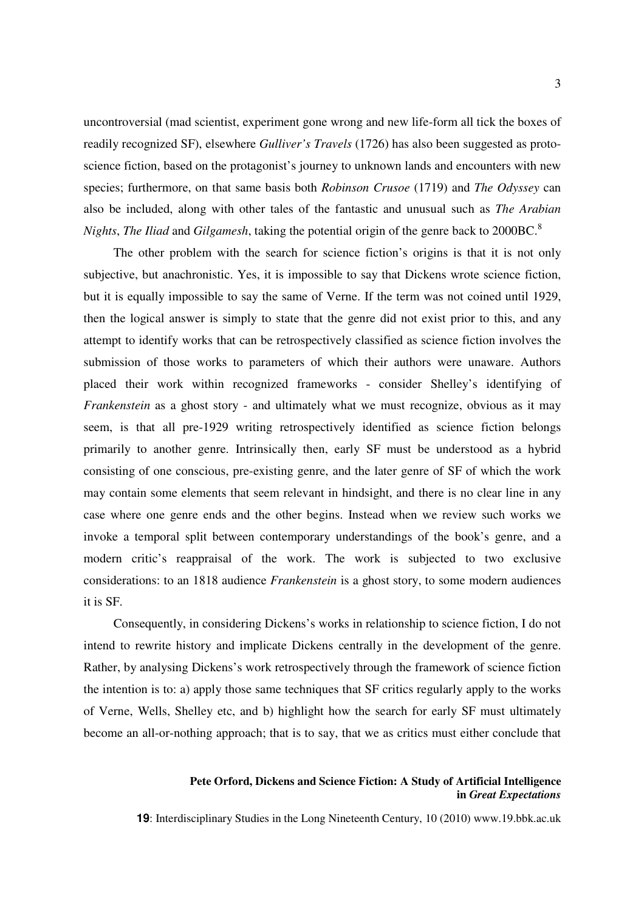uncontroversial (mad scientist, experiment gone wrong and new life-form all tick the boxes of readily recognized SF), elsewhere *Gulliver's Travels* (1726) has also been suggested as proto-science fiction, based on the protagonist's journey to unknown lands and encounters with new species; furthermore, on that same basis both *Robinson Crusoe* (1719) and *The Odyssey* can also be included, along with other tales of the fantastic and unusual such as *The Arabian Nights*, *The Iliad* and *Gilgamesh*, taking the potential origin of the genre back to 2000BC.[8]

The other problem with the search for science fiction's origins is that it is not only subjective, but anachronistic. Yes, it is impossible to say that Dickens wrote science fiction, but it is equally impossible to say the same of Verne. If the term was not coined until 1929, then the logical answer is simply to state that the genre did not exist prior to this, and any attempt to identify works that can be retrospectively classified as science fiction involves the submission of those works to parameters of which their authors were unaware. Authors placed their work within recognized frameworks - consider Shelley's identifying of *Frankenstein* as a ghost story - and ultimately what we must recognize, obvious as it may seem, is that all pre-1929 writing retrospectively identified as science fiction belongs primarily to another genre. Intrinsically then, early SF must be understood as a hybrid consisting of one conscious, pre-existing genre, and the later genre of SF of which the work may contain some elements that seem relevant in hindsight, and there is no clear line in any case where one genre ends and the other begins. Instead when we review such works we invoke a temporal split between contemporary understandings of the book's genre, and a modern critic's reappraisal of the work. The work is subjected to two exclusive considerations: to an 1818 audience *Frankenstein* is a ghost story, to some modern audiences it is SF.

Consequently, in considering Dickens's works in relationship to science fiction, I do not intend to rewrite history and implicate Dickens centrally in the development of the genre. Rather, by analysing Dickens's work retrospectively through the framework of science fiction the intention is to: a) apply those same techniques that SF critics regularly apply to the works of Verne, Wells, Shelley etc, and b) highlight how the search for early SF must ultimately become an all-or-nothing approach; that is to say, that we as critics must either conclude that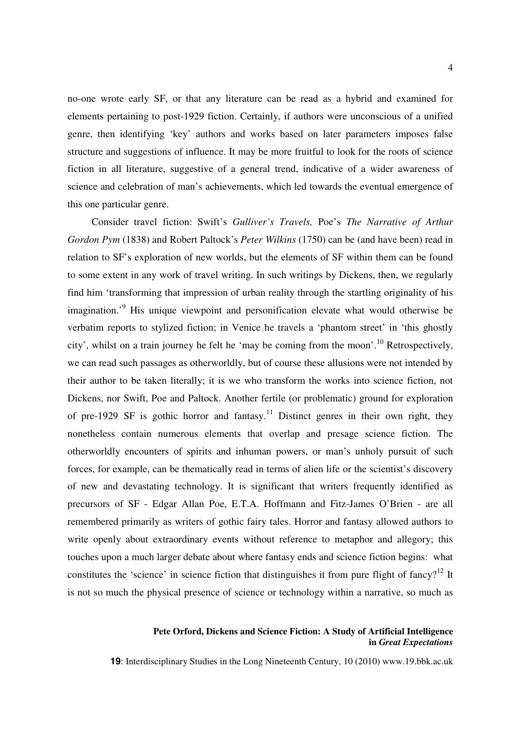no-one wrote early SF, or that any literature can be read as a hybrid and examined for elements pertaining to post-1929 fiction. Certainly, if authors were unconscious of a unified genre, then identifying 'key' authors and works based on later parameters imposes false structure and suggestions of influence. It may be more fruitful to look for the roots of science fiction in all literature, suggestive of a general trend, indicative of a wider awareness of science and celebration of man's achievements, which led towards the eventual emergence of this one particular genre.

Consider travel fiction: Swift's *Gulliver's Travels,* Poe's *The Narrative of Arthur Gordon Pym* (1838) and Robert Paltock's *Peter Wilkins* (1750) can be (and have been) read in relation to SF's exploration of new worlds, but the elements of SF within them can be found to some extent in any work of travel writing. In such writings by Dickens, then, we regularly find him 'transforming that impression of urban reality through the startling originality of his imagination.'[9] His unique viewpoint and personification elevate what would otherwise be verbatim reports to stylized fiction; in Venice he travels a 'phantom street' in 'this ghostly city', whilst on a train journey he felt he 'may be coming from the moon'.[10] Retrospectively, we can read such passages as otherworldly, but of course these allusions were not intended by their author to be taken literally; it is we who transform the works into science fiction, not Dickens, nor Swift, Poe and Paltock. Another fertile (or problematic) ground for exploration of pre-1929 SF is gothic horror and fantasy.[11] Distinct genres in their own right, they nonetheless contain numerous elements that overlap and presage science fiction. The otherworldly encounters of spirits and inhuman powers, or man's unholy pursuit of such forces, for example, can be thematically read in terms of alien life or the scientist's discovery of new and devastating technology. It is significant that writers frequently identified as precursors of SF - Edgar Allan Poe, E.T.A. Hoffmann and Fitz-James O'Brien - are all remembered primarily as writers of gothic fairy tales. Horror and fantasy allowed authors to write openly about extraordinary events without reference to metaphor and allegory; this touches upon a much larger debate about where fantasy ends and science fiction begins: what constitutes the 'science' in science fiction that distinguishes it from pure flight of fancy?[12] It is not so much the physical presence of science or technology within a narrative, so much as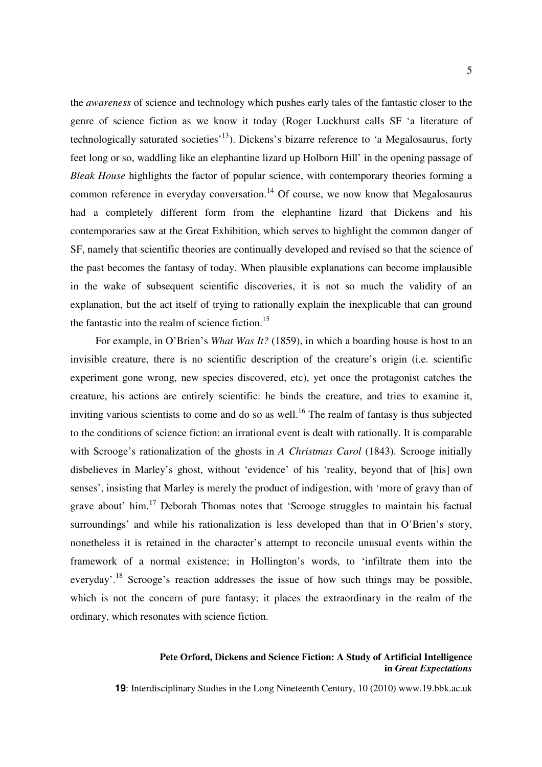the *awareness* of science and technology which pushes early tales of the fantastic closer to the genre of science fiction as we know it today (Roger Luckhurst calls SF 'a literature of technologically saturated societies'[13]). Dickens's bizarre reference to 'a Megalosaurus, forty feet long or so, waddling like an elephantine lizard up Holborn Hill' in the opening passage of *Bleak House* highlights the factor of popular science, with contemporary theories forming a common reference in everyday conversation.[14] Of course, we now know that Megalosaurus had a completely different form from the elephantine lizard that Dickens and his contemporaries saw at the Great Exhibition, which serves to highlight the common danger of SF, namely that scientific theories are continually developed and revised so that the science of the past becomes the fantasy of today. When plausible explanations can become implausible in the wake of subsequent scientific discoveries, it is not so much the validity of an explanation, but the act itself of trying to rationally explain the inexplicable that can ground the fantastic into the realm of science fiction.[15]

For example, in O'Brien's *What Was It?* (1859), in which a boarding house is host to an invisible creature, there is no scientific description of the creature's origin (i.e. scientific experiment gone wrong, new species discovered, etc), yet once the protagonist catches the creature, his actions are entirely scientific: he binds the creature, and tries to examine it, inviting various scientists to come and do so as well.[16] The realm of fantasy is thus subjected to the conditions of science fiction: an irrational event is dealt with rationally. It is comparable with Scrooge's rationalization of the ghosts in *A Christmas Carol* (1843). Scrooge initially disbelieves in Marley's ghost, without 'evidence' of his 'reality, beyond that of [his] own senses', insisting that Marley is merely the product of indigestion, with 'more of gravy than of grave about' him.[17] Deborah Thomas notes that 'Scrooge struggles to maintain his factual surroundings' and while his rationalization is less developed than that in O'Brien's story, nonetheless it is retained in the character's attempt to reconcile unusual events within the framework of a normal existence; in Hollington's words, to 'infiltrate them into the everyday'.[18] Scrooge's reaction addresses the issue of how such things may be possible, which is not the concern of pure fantasy; it places the extraordinary in the realm of the ordinary, which resonates with science fiction.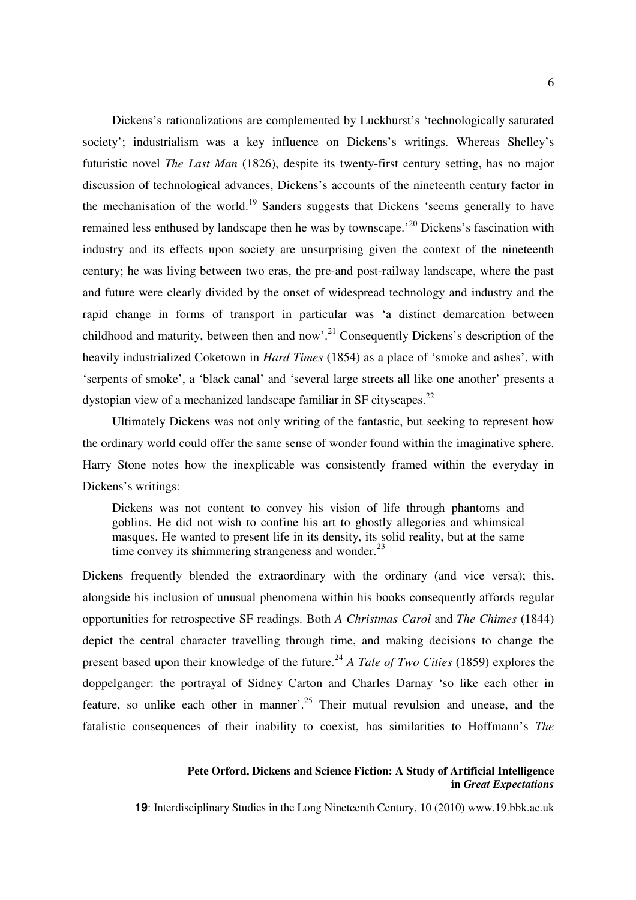Dickens's rationalizations are complemented by Luckhurst's 'technologically saturated society'; industrialism was a key influence on Dickens's writings. Whereas Shelley's futuristic novel *The Last Man* (1826), despite its twenty-first century setting, has no major discussion of technological advances, Dickens's accounts of the nineteenth century factor in the mechanisation of the world.[19] Sanders suggests that Dickens 'seems generally to have remained less enthused by landscape then he was by townscape.'[20] Dickens's fascination with industry and its effects upon society are unsurprising given the context of the nineteenth century; he was living between two eras, the pre-and post-railway landscape, where the past and future were clearly divided by the onset of widespread technology and industry and the rapid change in forms of transport in particular was 'a distinct demarcation between childhood and maturity, between then and now'.[21] Consequently Dickens's description of the heavily industrialized Coketown in *Hard Times* (1854) as a place of 'smoke and ashes', with 'serpents of smoke', a 'black canal' and 'several large streets all like one another' presents a dystopian view of a mechanized landscape familiar in SF cityscapes.[22]

Ultimately Dickens was not only writing of the fantastic, but seeking to represent how the ordinary world could offer the same sense of wonder found within the imaginative sphere. Harry Stone notes how the inexplicable was consistently framed within the everyday in Dickens's writings:

> Dickens was not content to convey his vision of life through phantoms and goblins. He did not wish to confine his art to ghostly allegories and whimsical masques. He wanted to present life in its density, its solid reality, but at the same time convey its shimmering strangeness and wonder.[23]

Dickens frequently blended the extraordinary with the ordinary (and vice versa); this, alongside his inclusion of unusual phenomena within his books consequently affords regular opportunities for retrospective SF readings. Both *A Christmas Carol* and *The Chimes* (1844) depict the central character travelling through time, and making decisions to change the present based upon their knowledge of the future.[24] *A Tale of Two Cities* (1859) explores the doppelganger: the portrayal of Sidney Carton and Charles Darnay 'so like each other in feature, so unlike each other in manner'.[25] Their mutual revulsion and unease, and the fatalistic consequences of their inability to coexist, has similarities to Hoffmann's *The*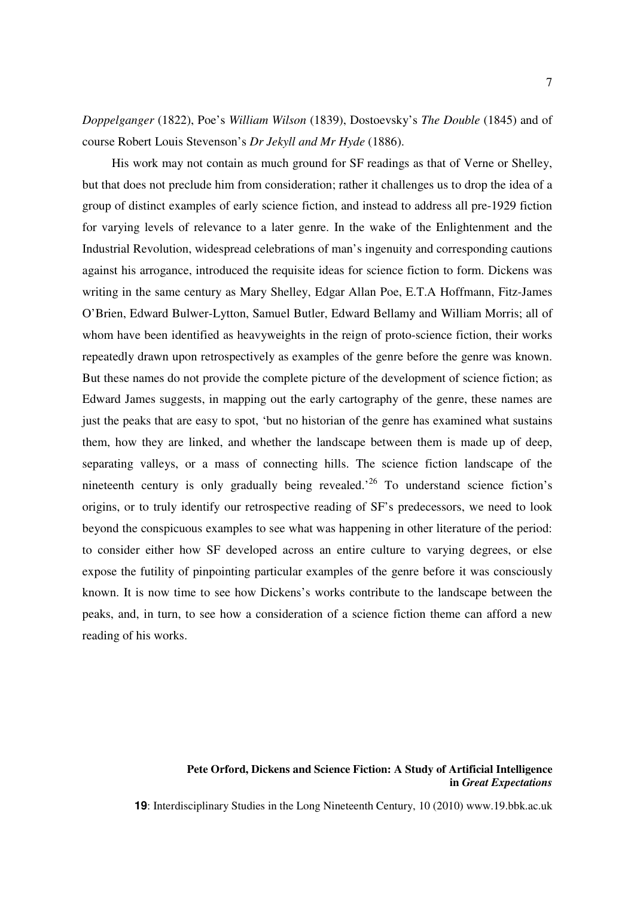*Doppelganger* (1822), Poe's *William Wilson* (1839), Dostoevsky's *The Double* (1845) and of course Robert Louis Stevenson's *Dr Jekyll and Mr Hyde* (1886).

His work may not contain as much ground for SF readings as that of Verne or Shelley, but that does not preclude him from consideration; rather it challenges us to drop the idea of a group of distinct examples of early science fiction, and instead to address all pre-1929 fiction for varying levels of relevance to a later genre. In the wake of the Enlightenment and the Industrial Revolution, widespread celebrations of man's ingenuity and corresponding cautions against his arrogance, introduced the requisite ideas for science fiction to form. Dickens was writing in the same century as Mary Shelley, Edgar Allan Poe, E.T.A Hoffmann, Fitz-James O'Brien, Edward Bulwer-Lytton, Samuel Butler, Edward Bellamy and William Morris; all of whom have been identified as heavyweights in the reign of proto-science fiction, their works repeatedly drawn upon retrospectively as examples of the genre before the genre was known. But these names do not provide the complete picture of the development of science fiction; as Edward James suggests, in mapping out the early cartography of the genre, these names are just the peaks that are easy to spot, 'but no historian of the genre has examined what sustains them, how they are linked, and whether the landscape between them is made up of deep, separating valleys, or a mass of connecting hills. The science fiction landscape of the nineteenth century is only gradually being revealed.'[26] To understand science fiction's origins, or to truly identify our retrospective reading of SF's predecessors, we need to look beyond the conspicuous examples to see what was happening in other literature of the period: to consider either how SF developed across an entire culture to varying degrees, or else expose the futility of pinpointing particular examples of the genre before it was consciously known. It is now time to see how Dickens's works contribute to the landscape between the peaks, and, in turn, to see how a consideration of a science fiction theme can afford a new reading of his works.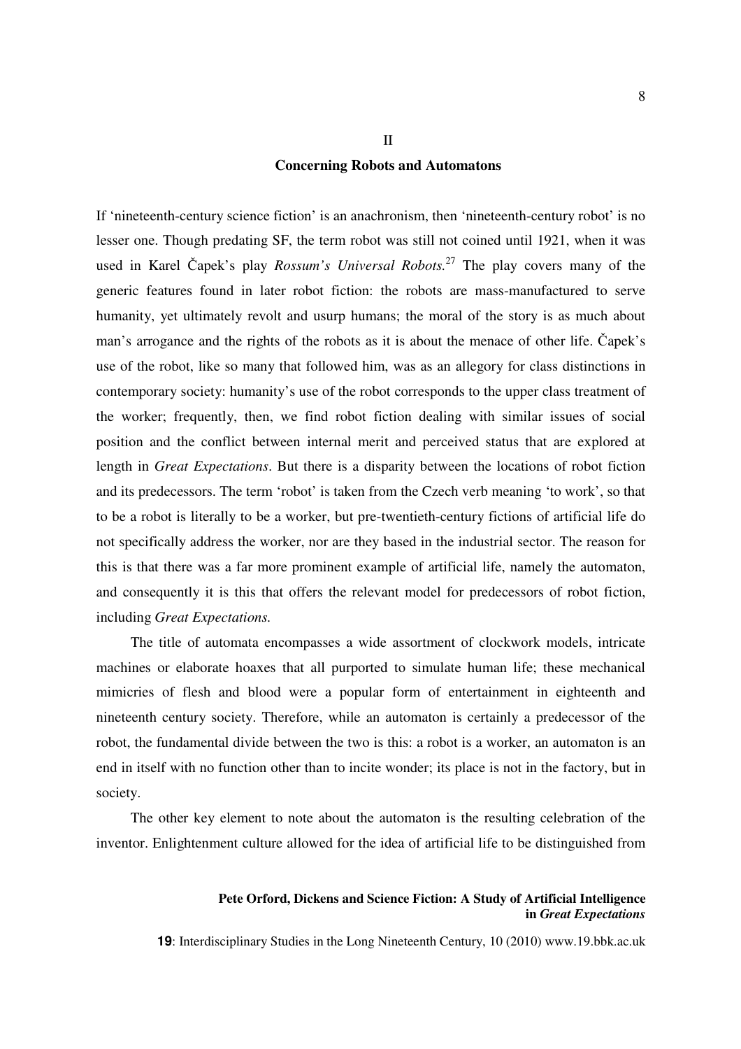## II

## Concerning Robots and Automatons

If 'nineteenth-century science fiction' is an anachronism, then 'nineteenth-century robot' is no lesser one. Though predating SF, the term robot was still not coined until 1921, when it was used in Karel Čapek's play *Rossum's Universal Robots.*[27] The play covers many of the generic features found in later robot fiction: the robots are mass-manufactured to serve humanity, yet ultimately revolt and usurp humans; the moral of the story is as much about man's arrogance and the rights of the robots as it is about the menace of other life. Čapek's use of the robot, like so many that followed him, was as an allegory for class distinctions in contemporary society: humanity's use of the robot corresponds to the upper class treatment of the worker; frequently, then, we find robot fiction dealing with similar issues of social position and the conflict between internal merit and perceived status that are explored at length in *Great Expectations*. But there is a disparity between the locations of robot fiction and its predecessors. The term 'robot' is taken from the Czech verb meaning 'to work', so that to be a robot is literally to be a worker, but pre-twentieth-century fictions of artificial life do not specifically address the worker, nor are they based in the industrial sector. The reason for this is that there was a far more prominent example of artificial life, namely the automaton, and consequently it is this that offers the relevant model for predecessors of robot fiction, including *Great Expectations.*

The title of automata encompasses a wide assortment of clockwork models, intricate machines or elaborate hoaxes that all purported to simulate human life; these mechanical mimicries of flesh and blood were a popular form of entertainment in eighteenth and nineteenth century society. Therefore, while an automaton is certainly a predecessor of the robot, the fundamental divide between the two is this: a robot is a worker, an automaton is an end in itself with no function other than to incite wonder; its place is not in the factory, but in society.

The other key element to note about the automaton is the resulting celebration of the inventor. Enlightenment culture allowed for the idea of artificial life to be distinguished from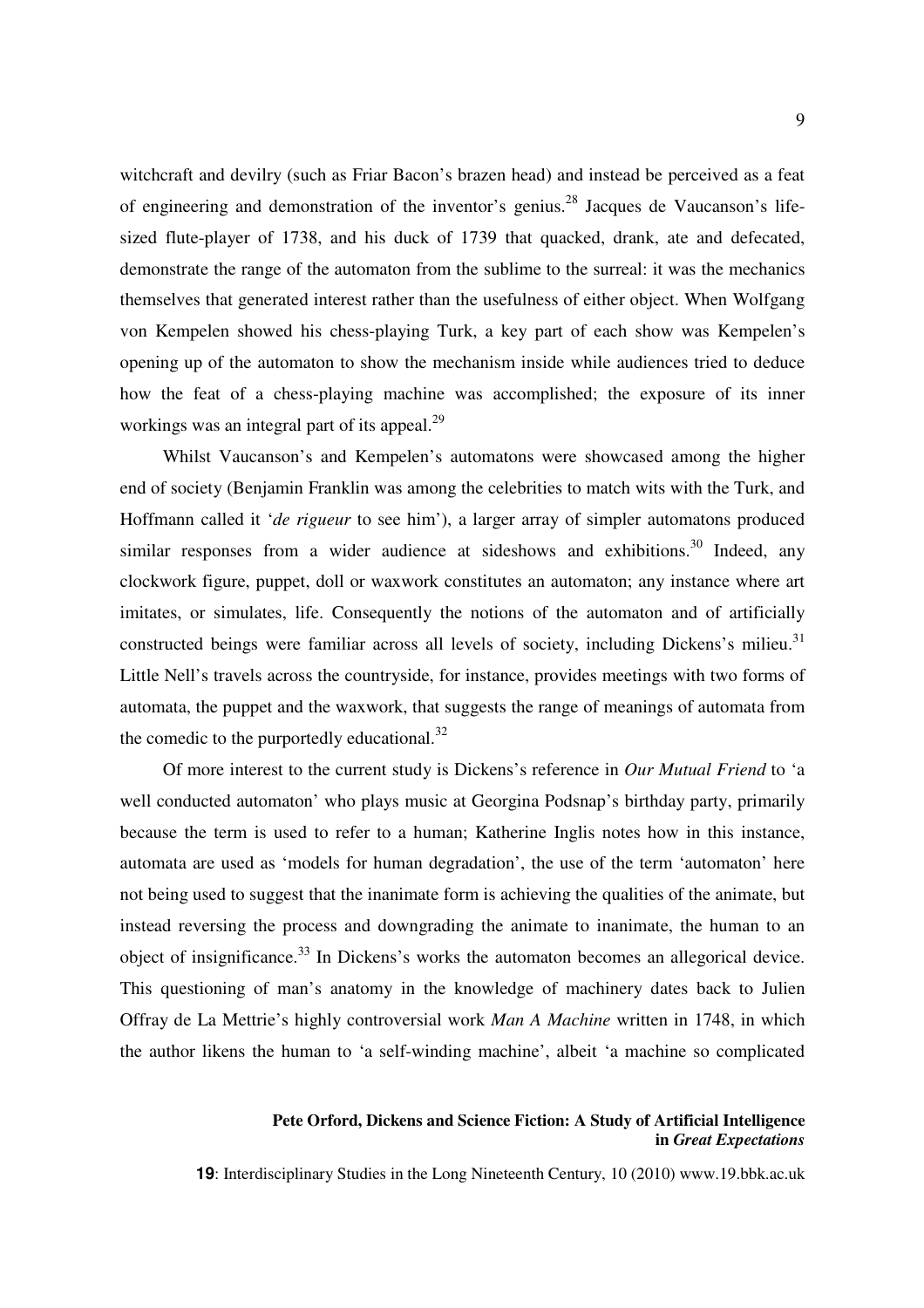witchcraft and devilry (such as Friar Bacon's brazen head) and instead be perceived as a feat of engineering and demonstration of the inventor's genius.[28] Jacques de Vaucanson's life-sized flute-player of 1738, and his duck of 1739 that quacked, drank, ate and defecated, demonstrate the range of the automaton from the sublime to the surreal: it was the mechanics themselves that generated interest rather than the usefulness of either object. When Wolfgang von Kempelen showed his chess-playing Turk, a key part of each show was Kempelen's opening up of the automaton to show the mechanism inside while audiences tried to deduce how the feat of a chess-playing machine was accomplished; the exposure of its inner workings was an integral part of its appeal.[29]

Whilst Vaucanson's and Kempelen's automatons were showcased among the higher end of society (Benjamin Franklin was among the celebrities to match wits with the Turk, and Hoffmann called it '*de rigueur* to see him'), a larger array of simpler automatons produced similar responses from a wider audience at sideshows and exhibitions.[30] Indeed, any clockwork figure, puppet, doll or waxwork constitutes an automaton; any instance where art imitates, or simulates, life. Consequently the notions of the automaton and of artificially constructed beings were familiar across all levels of society, including Dickens's milieu.[31] Little Nell's travels across the countryside, for instance, provides meetings with two forms of automata, the puppet and the waxwork, that suggests the range of meanings of automata from the comedic to the purportedly educational.[32]

Of more interest to the current study is Dickens's reference in *Our Mutual Friend* to 'a well conducted automaton' who plays music at Georgina Podsnap's birthday party, primarily because the term is used to refer to a human; Katherine Inglis notes how in this instance, automata are used as 'models for human degradation', the use of the term 'automaton' here not being used to suggest that the inanimate form is achieving the qualities of the animate, but instead reversing the process and downgrading the animate to inanimate, the human to an object of insignificance.[33] In Dickens's works the automaton becomes an allegorical device. This questioning of man's anatomy in the knowledge of machinery dates back to Julien Offray de La Mettrie's highly controversial work *Man A Machine* written in 1748, in which the author likens the human to 'a self-winding machine', albeit 'a machine so complicated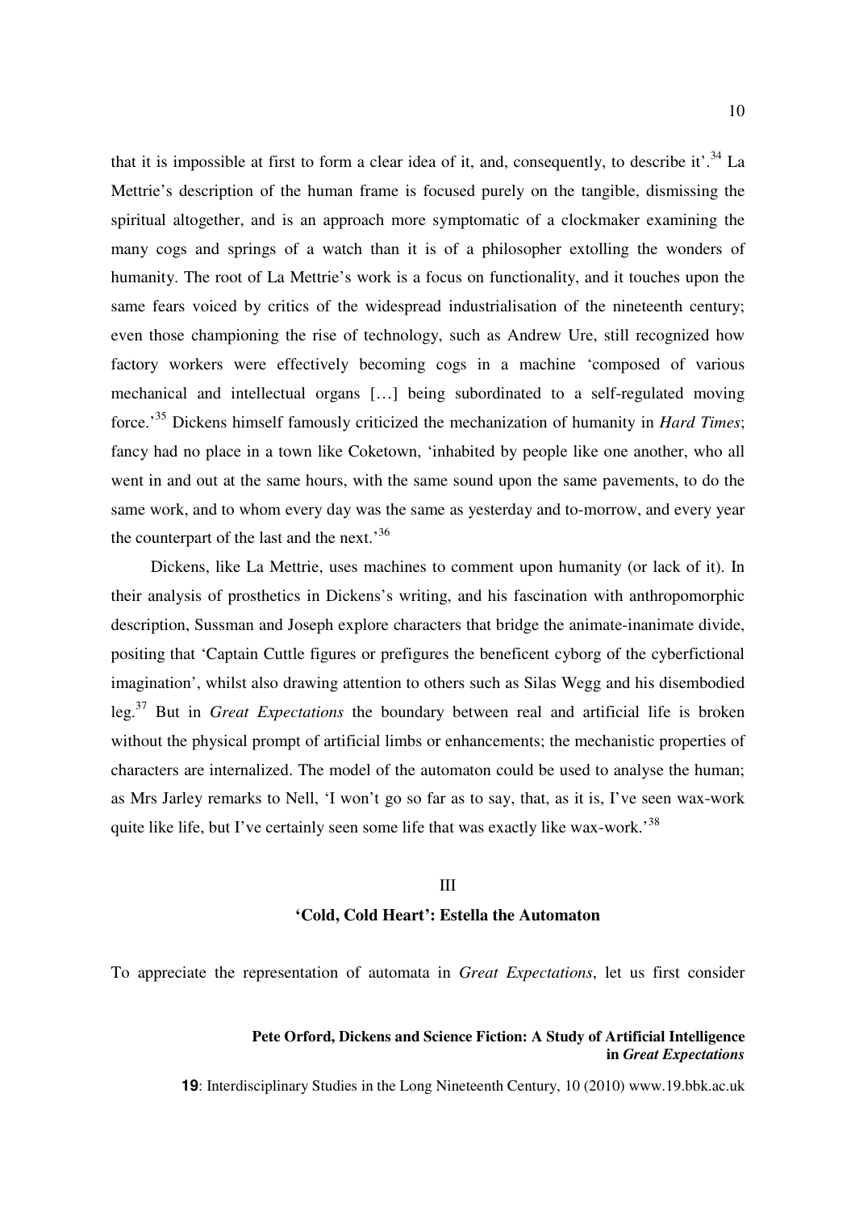that it is impossible at first to form a clear idea of it, and, consequently, to describe it'.[34] La Mettrie's description of the human frame is focused purely on the tangible, dismissing the spiritual altogether, and is an approach more symptomatic of a clockmaker examining the many cogs and springs of a watch than it is of a philosopher extolling the wonders of humanity. The root of La Mettrie's work is a focus on functionality, and it touches upon the same fears voiced by critics of the widespread industrialisation of the nineteenth century; even those championing the rise of technology, such as Andrew Ure, still recognized how factory workers were effectively becoming cogs in a machine 'composed of various mechanical and intellectual organs […] being subordinated to a self-regulated moving force.'[35] Dickens himself famously criticized the mechanization of humanity in *Hard Times*; fancy had no place in a town like Coketown, 'inhabited by people like one another, who all went in and out at the same hours, with the same sound upon the same pavements, to do the same work, and to whom every day was the same as yesterday and to-morrow, and every year the counterpart of the last and the next.'[36]

Dickens, like La Mettrie, uses machines to comment upon humanity (or lack of it). In their analysis of prosthetics in Dickens's writing, and his fascination with anthropomorphic description, Sussman and Joseph explore characters that bridge the animate-inanimate divide, positing that 'Captain Cuttle figures or prefigures the beneficent cyborg of the cyberfictional imagination', whilst also drawing attention to others such as Silas Wegg and his disembodied leg.[37] But in *Great Expectations* the boundary between real and artificial life is broken without the physical prompt of artificial limbs or enhancements; the mechanistic properties of characters are internalized. The model of the automaton could be used to analyse the human; as Mrs Jarley remarks to Nell, 'I won't go so far as to say, that, as it is, I've seen wax-work quite like life, but I've certainly seen some life that was exactly like wax-work.'[38]

## III

## 'Cold, Cold Heart': Estella the Automaton

To appreciate the representation of automata in *Great Expectations*, let us first consider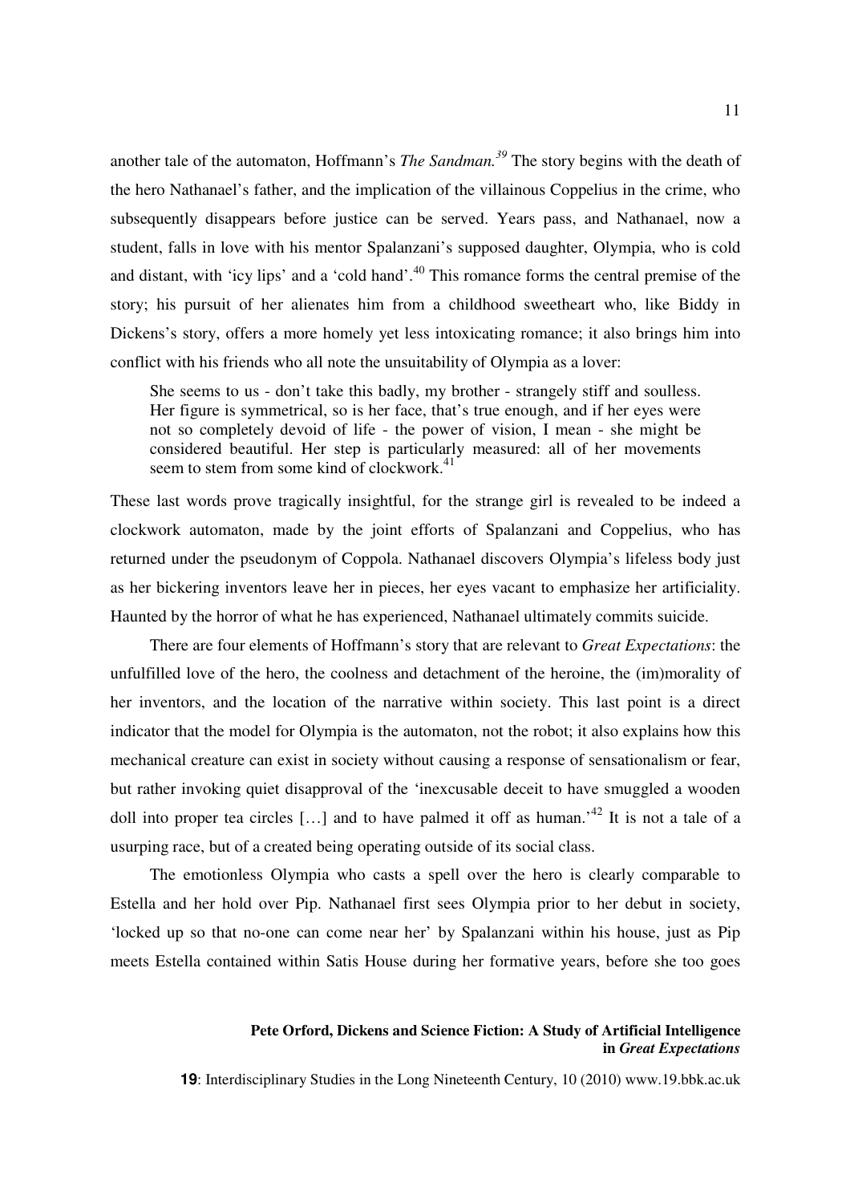another tale of the automaton, Hoffmann's *The Sandman.*[39] The story begins with the death of the hero Nathanael's father, and the implication of the villainous Coppelius in the crime, who subsequently disappears before justice can be served. Years pass, and Nathanael, now a student, falls in love with his mentor Spalanzani's supposed daughter, Olympia, who is cold and distant, with 'icy lips' and a 'cold hand'.[40] This romance forms the central premise of the story; his pursuit of her alienates him from a childhood sweetheart who, like Biddy in Dickens's story, offers a more homely yet less intoxicating romance; it also brings him into conflict with his friends who all note the unsuitability of Olympia as a lover:

> She seems to us - don't take this badly, my brother - strangely stiff and soulless. Her figure is symmetrical, so is her face, that's true enough, and if her eyes were not so completely devoid of life - the power of vision, I mean - she might be considered beautiful. Her step is particularly measured: all of her movements seem to stem from some kind of clockwork.[41]

These last words prove tragically insightful, for the strange girl is revealed to be indeed a clockwork automaton, made by the joint efforts of Spalanzani and Coppelius, who has returned under the pseudonym of Coppola. Nathanael discovers Olympia's lifeless body just as her bickering inventors leave her in pieces, her eyes vacant to emphasize her artificiality. Haunted by the horror of what he has experienced, Nathanael ultimately commits suicide.

There are four elements of Hoffmann's story that are relevant to *Great Expectations*: the unfulfilled love of the hero, the coolness and detachment of the heroine, the (im)morality of her inventors, and the location of the narrative within society. This last point is a direct indicator that the model for Olympia is the automaton, not the robot; it also explains how this mechanical creature can exist in society without causing a response of sensationalism or fear, but rather invoking quiet disapproval of the 'inexcusable deceit to have smuggled a wooden doll into proper tea circles […] and to have palmed it off as human.'[42] It is not a tale of a usurping race, but of a created being operating outside of its social class.

The emotionless Olympia who casts a spell over the hero is clearly comparable to Estella and her hold over Pip. Nathanael first sees Olympia prior to her debut in society, 'locked up so that no-one can come near her' by Spalanzani within his house, just as Pip meets Estella contained within Satis House during her formative years, before she too goes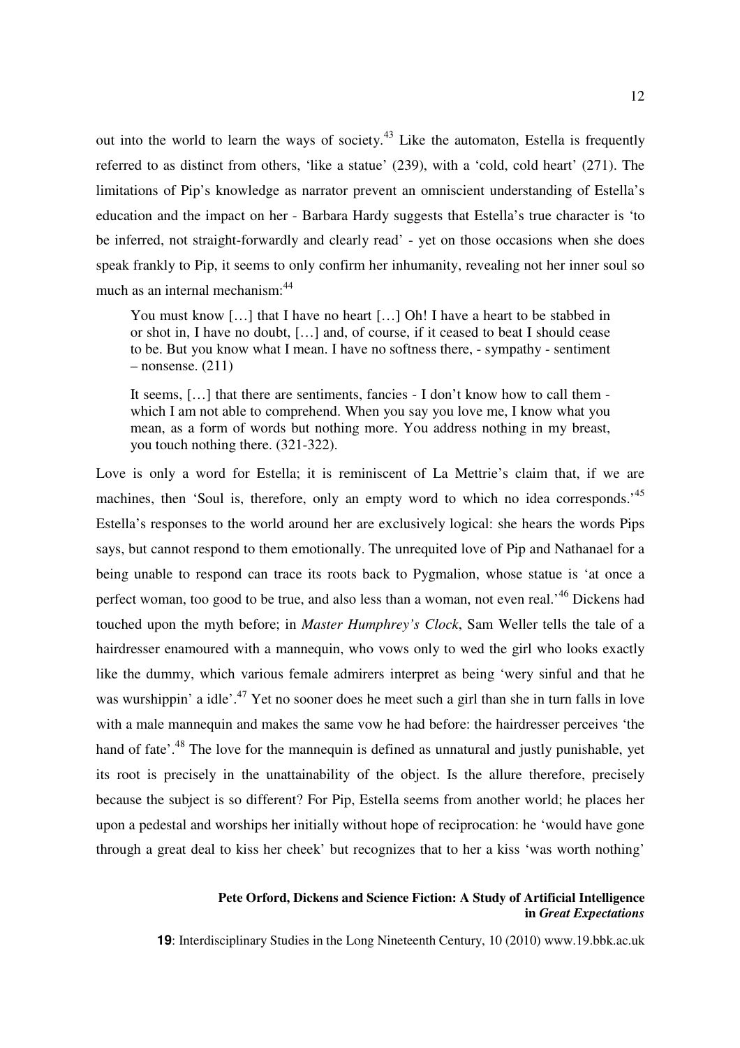out into the world to learn the ways of society.[43] Like the automaton, Estella is frequently referred to as distinct from others, 'like a statue' (239), with a 'cold, cold heart' (271). The limitations of Pip's knowledge as narrator prevent an omniscient understanding of Estella's education and the impact on her - Barbara Hardy suggests that Estella's true character is 'to be inferred, not straight-forwardly and clearly read' - yet on those occasions when she does speak frankly to Pip, it seems to only confirm her inhumanity, revealing not her inner soul so much as an internal mechanism:[44]

> You must know […] that I have no heart […] Oh! I have a heart to be stabbed in or shot in, I have no doubt, […] and, of course, if it ceased to beat I should cease to be. But you know what I mean. I have no softness there, - sympathy - sentiment – nonsense. (211)
>
> It seems, […] that there are sentiments, fancies - I don't know how to call them - which I am not able to comprehend. When you say you love me, I know what you mean, as a form of words but nothing more. You address nothing in my breast, you touch nothing there. (321-322).

Love is only a word for Estella; it is reminiscent of La Mettrie's claim that, if we are machines, then 'Soul is, therefore, only an empty word to which no idea corresponds.'[45] Estella's responses to the world around her are exclusively logical: she hears the words Pips says, but cannot respond to them emotionally. The unrequited love of Pip and Nathanael for a being unable to respond can trace its roots back to Pygmalion, whose statue is 'at once a perfect woman, too good to be true, and also less than a woman, not even real.'[46] Dickens had touched upon the myth before; in *Master Humphrey's Clock*, Sam Weller tells the tale of a hairdresser enamoured with a mannequin, who vows only to wed the girl who looks exactly like the dummy, which various female admirers interpret as being 'wery sinful and that he was wurshippin' a idle'.[47] Yet no sooner does he meet such a girl than she in turn falls in love with a male mannequin and makes the same vow he had before: the hairdresser perceives 'the hand of fate'.[48] The love for the mannequin is defined as unnatural and justly punishable, yet its root is precisely in the unattainability of the object. Is the allure therefore, precisely because the subject is so different? For Pip, Estella seems from another world; he places her upon a pedestal and worships her initially without hope of reciprocation: he 'would have gone through a great deal to kiss her cheek' but recognizes that to her a kiss 'was worth nothing'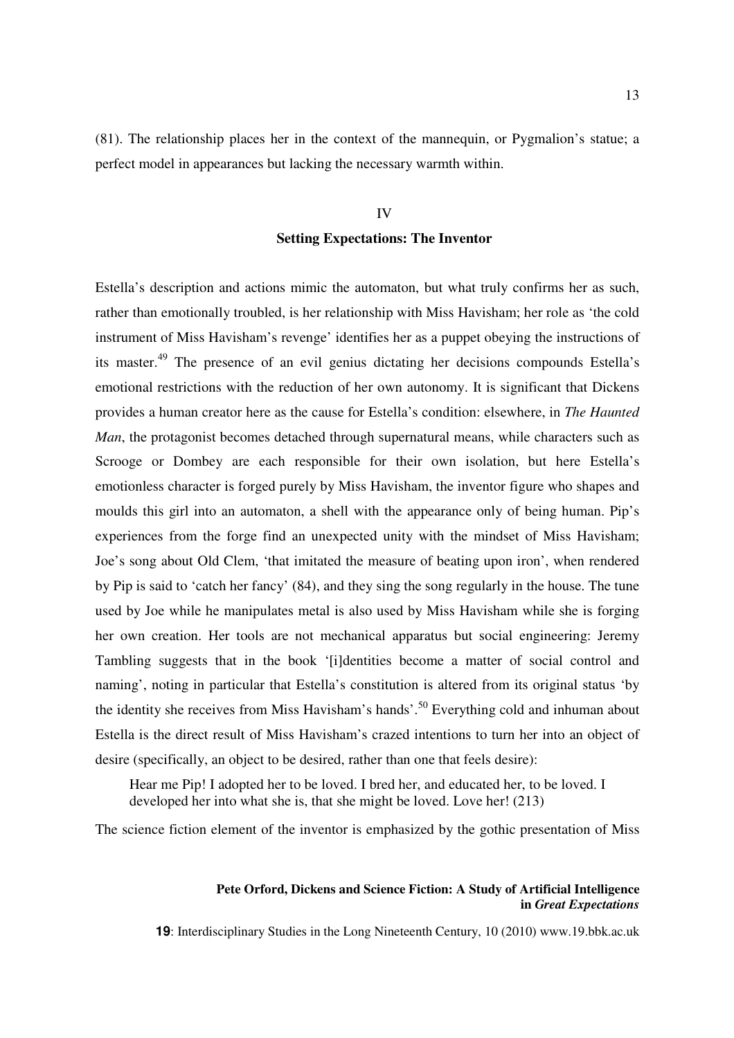(81). The relationship places her in the context of the mannequin, or Pygmalion's statue; a perfect model in appearances but lacking the necessary warmth within.

## IV

## Setting Expectations: The Inventor

Estella's description and actions mimic the automaton, but what truly confirms her as such, rather than emotionally troubled, is her relationship with Miss Havisham; her role as 'the cold instrument of Miss Havisham's revenge' identifies her as a puppet obeying the instructions of its master.[49] The presence of an evil genius dictating her decisions compounds Estella's emotional restrictions with the reduction of her own autonomy. It is significant that Dickens provides a human creator here as the cause for Estella's condition: elsewhere, in *The Haunted Man*, the protagonist becomes detached through supernatural means, while characters such as Scrooge or Dombey are each responsible for their own isolation, but here Estella's emotionless character is forged purely by Miss Havisham, the inventor figure who shapes and moulds this girl into an automaton, a shell with the appearance only of being human. Pip's experiences from the forge find an unexpected unity with the mindset of Miss Havisham; Joe's song about Old Clem, 'that imitated the measure of beating upon iron', when rendered by Pip is said to 'catch her fancy' (84), and they sing the song regularly in the house. The tune used by Joe while he manipulates metal is also used by Miss Havisham while she is forging her own creation. Her tools are not mechanical apparatus but social engineering: Jeremy Tambling suggests that in the book '[i]dentities become a matter of social control and naming', noting in particular that Estella's constitution is altered from its original status 'by the identity she receives from Miss Havisham's hands'.[50] Everything cold and inhuman about Estella is the direct result of Miss Havisham's crazed intentions to turn her into an object of desire (specifically, an object to be desired, rather than one that feels desire):

> Hear me Pip! I adopted her to be loved. I bred her, and educated her, to be loved. I developed her into what she is, that she might be loved. Love her! (213)

The science fiction element of the inventor is emphasized by the gothic presentation of Miss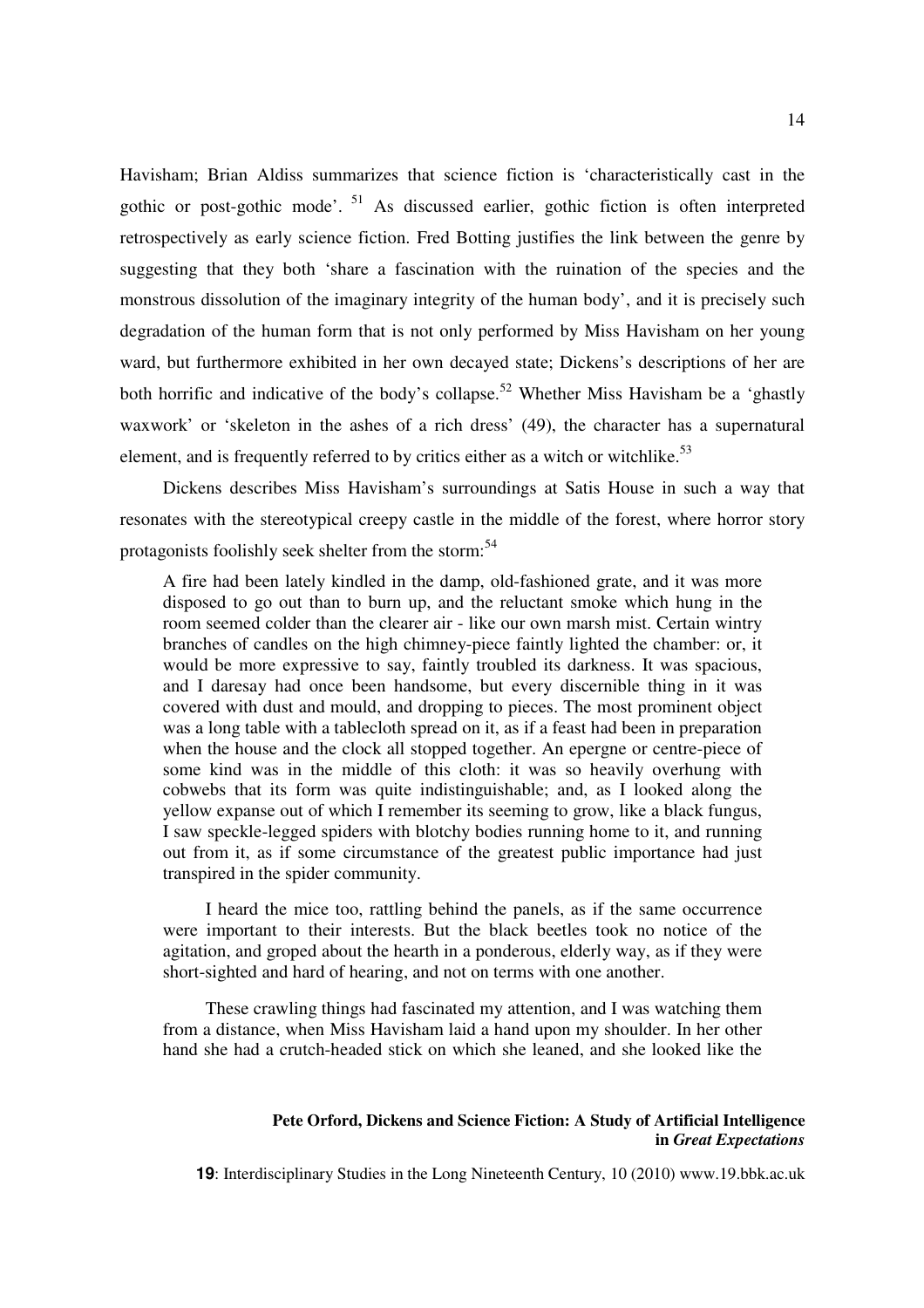Havisham; Brian Aldiss summarizes that science fiction is 'characteristically cast in the gothic or post-gothic mode'. [51] As discussed earlier, gothic fiction is often interpreted retrospectively as early science fiction. Fred Botting justifies the link between the genre by suggesting that they both 'share a fascination with the ruination of the species and the monstrous dissolution of the imaginary integrity of the human body', and it is precisely such degradation of the human form that is not only performed by Miss Havisham on her young ward, but furthermore exhibited in her own decayed state; Dickens's descriptions of her are both horrific and indicative of the body's collapse.[52] Whether Miss Havisham be a 'ghastly waxwork' or 'skeleton in the ashes of a rich dress' (49), the character has a supernatural element, and is frequently referred to by critics either as a witch or witchlike.[53]

Dickens describes Miss Havisham's surroundings at Satis House in such a way that resonates with the stereotypical creepy castle in the middle of the forest, where horror story protagonists foolishly seek shelter from the storm:[54]

> A fire had been lately kindled in the damp, old-fashioned grate, and it was more disposed to go out than to burn up, and the reluctant smoke which hung in the room seemed colder than the clearer air - like our own marsh mist. Certain wintry branches of candles on the high chimney-piece faintly lighted the chamber: or, it would be more expressive to say, faintly troubled its darkness. It was spacious, and I daresay had once been handsome, but every discernible thing in it was covered with dust and mould, and dropping to pieces. The most prominent object was a long table with a tablecloth spread on it, as if a feast had been in preparation when the house and the clock all stopped together. An epergne or centre-piece of some kind was in the middle of this cloth: it was so heavily overhung with cobwebs that its form was quite indistinguishable; and, as I looked along the yellow expanse out of which I remember its seeming to grow, like a black fungus, I saw speckle-legged spiders with blotchy bodies running home to it, and running out from it, as if some circumstance of the greatest public importance had just transpired in the spider community.
>
> I heard the mice too, rattling behind the panels, as if the same occurrence were important to their interests. But the black beetles took no notice of the agitation, and groped about the hearth in a ponderous, elderly way, as if they were short-sighted and hard of hearing, and not on terms with one another.
>
> These crawling things had fascinated my attention, and I was watching them from a distance, when Miss Havisham laid a hand upon my shoulder. In her other hand she had a crutch-headed stick on which she leaned, and she looked like the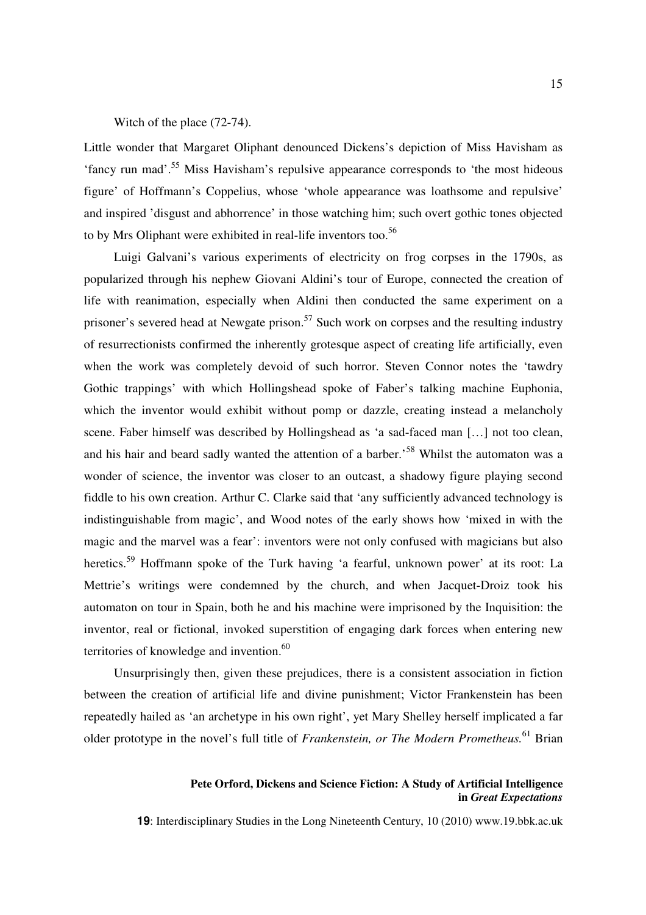Witch of the place (72-74).

Little wonder that Margaret Oliphant denounced Dickens's depiction of Miss Havisham as 'fancy run mad'.[55] Miss Havisham's repulsive appearance corresponds to 'the most hideous figure' of Hoffmann's Coppelius, whose 'whole appearance was loathsome and repulsive' and inspired 'disgust and abhorrence' in those watching him; such overt gothic tones objected to by Mrs Oliphant were exhibited in real-life inventors too.[56]

Luigi Galvani's various experiments of electricity on frog corpses in the 1790s, as popularized through his nephew Giovani Aldini's tour of Europe, connected the creation of life with reanimation, especially when Aldini then conducted the same experiment on a prisoner's severed head at Newgate prison.[57] Such work on corpses and the resulting industry of resurrectionists confirmed the inherently grotesque aspect of creating life artificially, even when the work was completely devoid of such horror. Steven Connor notes the 'tawdry Gothic trappings' with which Hollingshead spoke of Faber's talking machine Euphonia, which the inventor would exhibit without pomp or dazzle, creating instead a melancholy scene. Faber himself was described by Hollingshead as 'a sad-faced man […] not too clean, and his hair and beard sadly wanted the attention of a barber.'[58] Whilst the automaton was a wonder of science, the inventor was closer to an outcast, a shadowy figure playing second fiddle to his own creation. Arthur C. Clarke said that 'any sufficiently advanced technology is indistinguishable from magic', and Wood notes of the early shows how 'mixed in with the magic and the marvel was a fear': inventors were not only confused with magicians but also heretics.[59] Hoffmann spoke of the Turk having 'a fearful, unknown power' at its root: La Mettrie's writings were condemned by the church, and when Jacquet-Droiz took his automaton on tour in Spain, both he and his machine were imprisoned by the Inquisition: the inventor, real or fictional, invoked superstition of engaging dark forces when entering new territories of knowledge and invention.[60]

Unsurprisingly then, given these prejudices, there is a consistent association in fiction between the creation of artificial life and divine punishment; Victor Frankenstein has been repeatedly hailed as 'an archetype in his own right', yet Mary Shelley herself implicated a far older prototype in the novel's full title of *Frankenstein, or The Modern Prometheus.*[61] Brian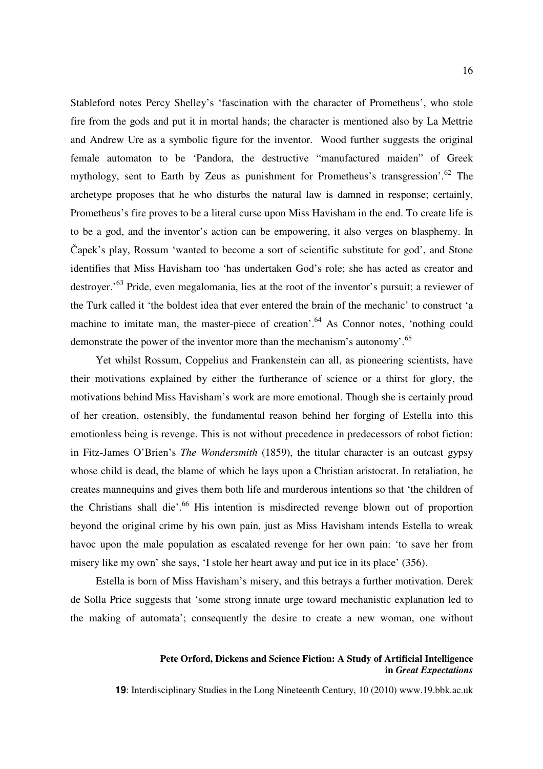Stableford notes Percy Shelley's 'fascination with the character of Prometheus', who stole fire from the gods and put it in mortal hands; the character is mentioned also by La Mettrie and Andrew Ure as a symbolic figure for the inventor. Wood further suggests the original female automaton to be 'Pandora, the destructive "manufactured maiden" of Greek mythology, sent to Earth by Zeus as punishment for Prometheus's transgression'.[62] The archetype proposes that he who disturbs the natural law is damned in response; certainly, Prometheus's fire proves to be a literal curse upon Miss Havisham in the end. To create life is to be a god, and the inventor's action can be empowering, it also verges on blasphemy. In Čapek's play, Rossum 'wanted to become a sort of scientific substitute for god', and Stone identifies that Miss Havisham too 'has undertaken God's role; she has acted as creator and destroyer.'[63] Pride, even megalomania, lies at the root of the inventor's pursuit; a reviewer of the Turk called it 'the boldest idea that ever entered the brain of the mechanic' to construct 'a machine to imitate man, the master-piece of creation'.[64] As Connor notes, 'nothing could demonstrate the power of the inventor more than the mechanism's autonomy'.[65]

Yet whilst Rossum, Coppelius and Frankenstein can all, as pioneering scientists, have their motivations explained by either the furtherance of science or a thirst for glory, the motivations behind Miss Havisham's work are more emotional. Though she is certainly proud of her creation, ostensibly, the fundamental reason behind her forging of Estella into this emotionless being is revenge. This is not without precedence in predecessors of robot fiction: in Fitz-James O'Brien's *The Wondersmith* (1859), the titular character is an outcast gypsy whose child is dead, the blame of which he lays upon a Christian aristocrat. In retaliation, he creates mannequins and gives them both life and murderous intentions so that 'the children of the Christians shall die'.[66] His intention is misdirected revenge blown out of proportion beyond the original crime by his own pain, just as Miss Havisham intends Estella to wreak havoc upon the male population as escalated revenge for her own pain: 'to save her from misery like my own' she says, 'I stole her heart away and put ice in its place' (356).

Estella is born of Miss Havisham's misery, and this betrays a further motivation. Derek de Solla Price suggests that 'some strong innate urge toward mechanistic explanation led to the making of automata'; consequently the desire to create a new woman, one without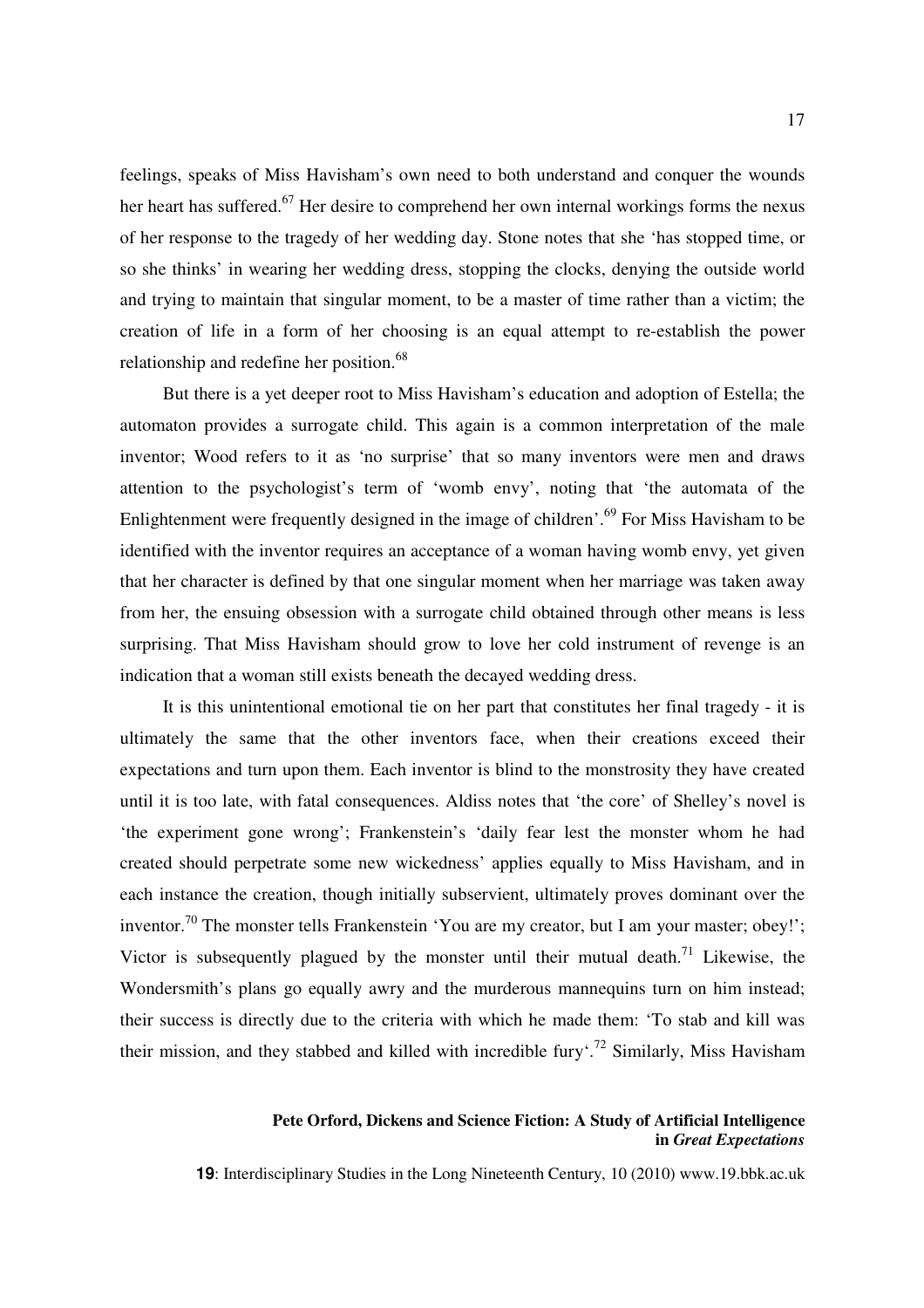feelings, speaks of Miss Havisham's own need to both understand and conquer the wounds her heart has suffered.[67] Her desire to comprehend her own internal workings forms the nexus of her response to the tragedy of her wedding day. Stone notes that she 'has stopped time, or so she thinks' in wearing her wedding dress, stopping the clocks, denying the outside world and trying to maintain that singular moment, to be a master of time rather than a victim; the creation of life in a form of her choosing is an equal attempt to re-establish the power relationship and redefine her position.[68]

But there is a yet deeper root to Miss Havisham's education and adoption of Estella; the automaton provides a surrogate child. This again is a common interpretation of the male inventor; Wood refers to it as 'no surprise' that so many inventors were men and draws attention to the psychologist's term of 'womb envy', noting that 'the automata of the Enlightenment were frequently designed in the image of children'.[69] For Miss Havisham to be identified with the inventor requires an acceptance of a woman having womb envy, yet given that her character is defined by that one singular moment when her marriage was taken away from her, the ensuing obsession with a surrogate child obtained through other means is less surprising. That Miss Havisham should grow to love her cold instrument of revenge is an indication that a woman still exists beneath the decayed wedding dress.

It is this unintentional emotional tie on her part that constitutes her final tragedy - it is ultimately the same that the other inventors face, when their creations exceed their expectations and turn upon them. Each inventor is blind to the monstrosity they have created until it is too late, with fatal consequences. Aldiss notes that 'the core' of Shelley's novel is 'the experiment gone wrong'; Frankenstein's 'daily fear lest the monster whom he had created should perpetrate some new wickedness' applies equally to Miss Havisham, and in each instance the creation, though initially subservient, ultimately proves dominant over the inventor.[70] The monster tells Frankenstein 'You are my creator, but I am your master; obey!'; Victor is subsequently plagued by the monster until their mutual death.[71] Likewise, the Wondersmith's plans go equally awry and the murderous mannequins turn on him instead; their success is directly due to the criteria with which he made them: 'To stab and kill was their mission, and they stabbed and killed with incredible fury'.[72] Similarly, Miss Havisham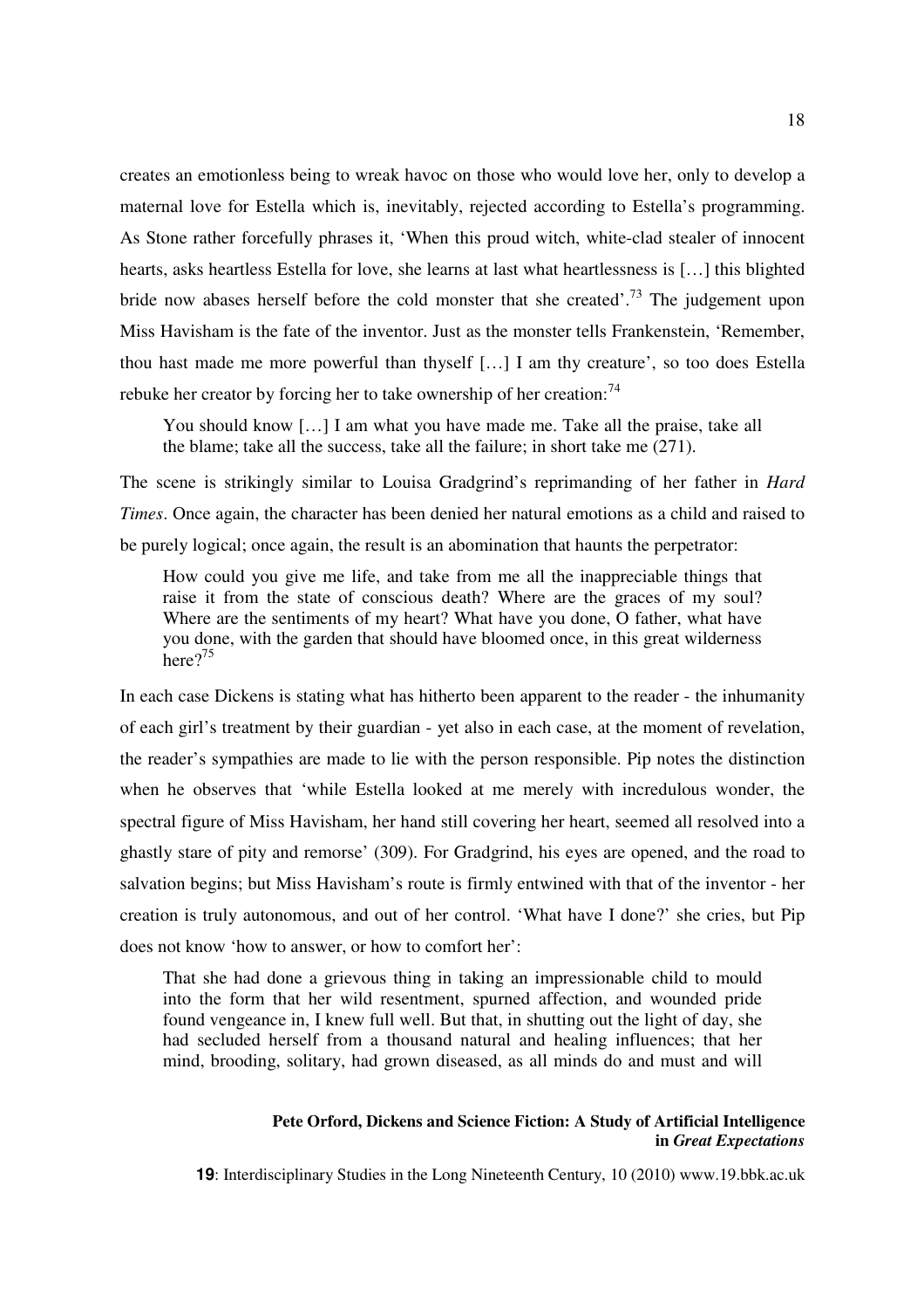creates an emotionless being to wreak havoc on those who would love her, only to develop a maternal love for Estella which is, inevitably, rejected according to Estella's programming. As Stone rather forcefully phrases it, 'When this proud witch, white-clad stealer of innocent hearts, asks heartless Estella for love, she learns at last what heartlessness is […] this blighted bride now abases herself before the cold monster that she created'.[73] The judgement upon Miss Havisham is the fate of the inventor. Just as the monster tells Frankenstein, 'Remember, thou hast made me more powerful than thyself […] I am thy creature', so too does Estella rebuke her creator by forcing her to take ownership of her creation:[74]

> You should know […] I am what you have made me. Take all the praise, take all the blame; take all the success, take all the failure; in short take me (271).

The scene is strikingly similar to Louisa Gradgrind's reprimanding of her father in *Hard Times*. Once again, the character has been denied her natural emotions as a child and raised to be purely logical; once again, the result is an abomination that haunts the perpetrator:

> How could you give me life, and take from me all the inappreciable things that raise it from the state of conscious death? Where are the graces of my soul? Where are the sentiments of my heart? What have you done, O father, what have you done, with the garden that should have bloomed once, in this great wilderness here?[75]

In each case Dickens is stating what has hitherto been apparent to the reader - the inhumanity of each girl's treatment by their guardian - yet also in each case, at the moment of revelation, the reader's sympathies are made to lie with the person responsible. Pip notes the distinction when he observes that 'while Estella looked at me merely with incredulous wonder, the spectral figure of Miss Havisham, her hand still covering her heart, seemed all resolved into a ghastly stare of pity and remorse' (309). For Gradgrind, his eyes are opened, and the road to salvation begins; but Miss Havisham's route is firmly entwined with that of the inventor - her creation is truly autonomous, and out of her control. 'What have I done?' she cries, but Pip does not know 'how to answer, or how to comfort her':

> That she had done a grievous thing in taking an impressionable child to mould into the form that her wild resentment, spurned affection, and wounded pride found vengeance in, I knew full well. But that, in shutting out the light of day, she had secluded herself from a thousand natural and healing influences; that her mind, brooding, solitary, had grown diseased, as all minds do and must and will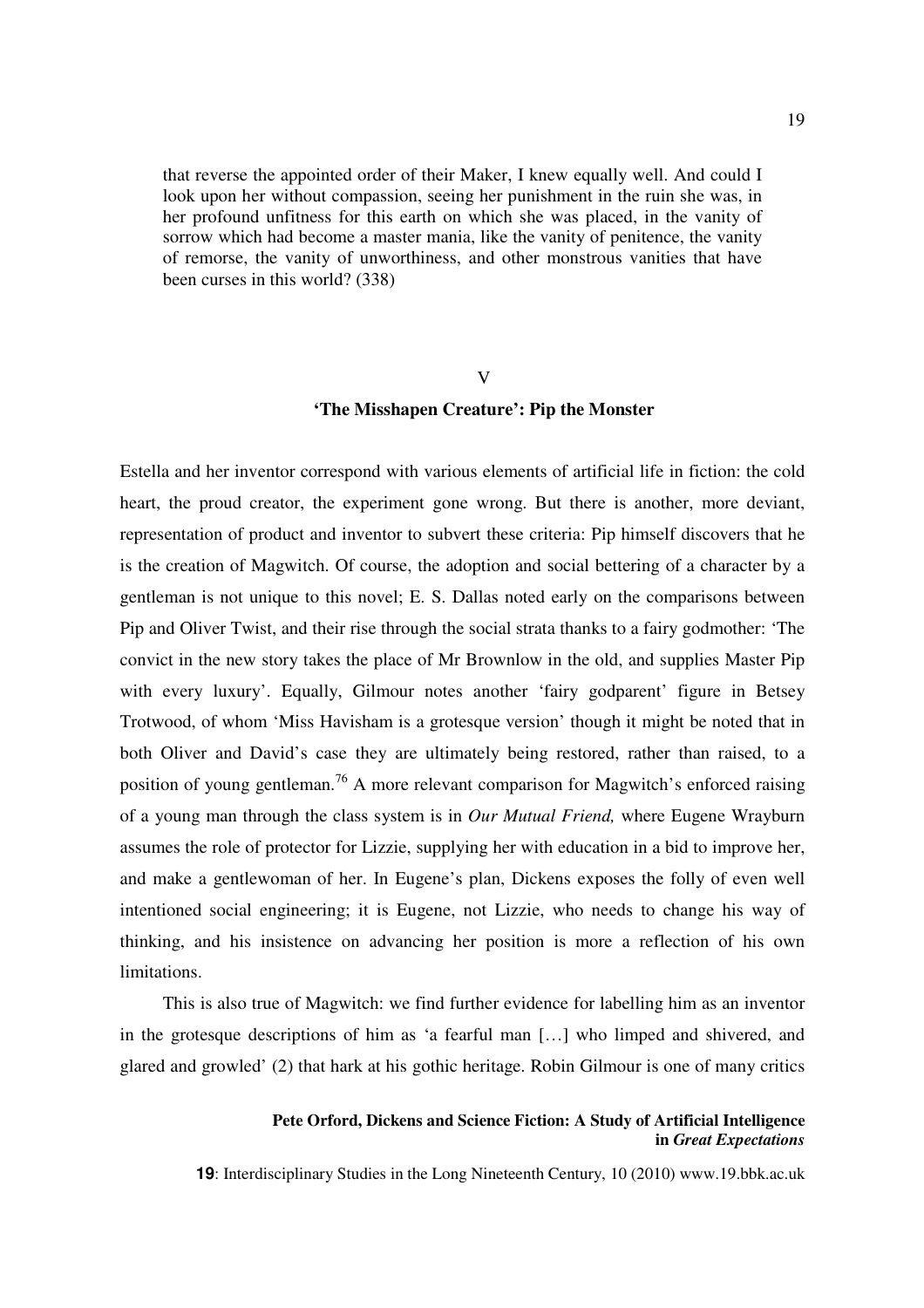that reverse the appointed order of their Maker, I knew equally well. And could I look upon her without compassion, seeing her punishment in the ruin she was, in her profound unfitness for this earth on which she was placed, in the vanity of sorrow which had become a master mania, like the vanity of penitence, the vanity of remorse, the vanity of unworthiness, and other monstrous vanities that have been curses in this world? (338)

## V

## 'The Misshapen Creature': Pip the Monster

Estella and her inventor correspond with various elements of artificial life in fiction: the cold heart, the proud creator, the experiment gone wrong. But there is another, more deviant, representation of product and inventor to subvert these criteria: Pip himself discovers that he is the creation of Magwitch. Of course, the adoption and social bettering of a character by a gentleman is not unique to this novel; E. S. Dallas noted early on the comparisons between Pip and Oliver Twist, and their rise through the social strata thanks to a fairy godmother: 'The convict in the new story takes the place of Mr Brownlow in the old, and supplies Master Pip with every luxury'. Equally, Gilmour notes another 'fairy godparent' figure in Betsey Trotwood, of whom 'Miss Havisham is a grotesque version' though it might be noted that in both Oliver and David's case they are ultimately being restored, rather than raised, to a position of young gentleman.[76] A more relevant comparison for Magwitch's enforced raising of a young man through the class system is in *Our Mutual Friend,* where Eugene Wrayburn assumes the role of protector for Lizzie, supplying her with education in a bid to improve her, and make a gentlewoman of her. In Eugene's plan, Dickens exposes the folly of even well intentioned social engineering; it is Eugene, not Lizzie, who needs to change his way of thinking, and his insistence on advancing her position is more a reflection of his own limitations.

This is also true of Magwitch: we find further evidence for labelling him as an inventor in the grotesque descriptions of him as 'a fearful man […] who limped and shivered, and glared and growled' (2) that hark at his gothic heritage. Robin Gilmour is one of many critics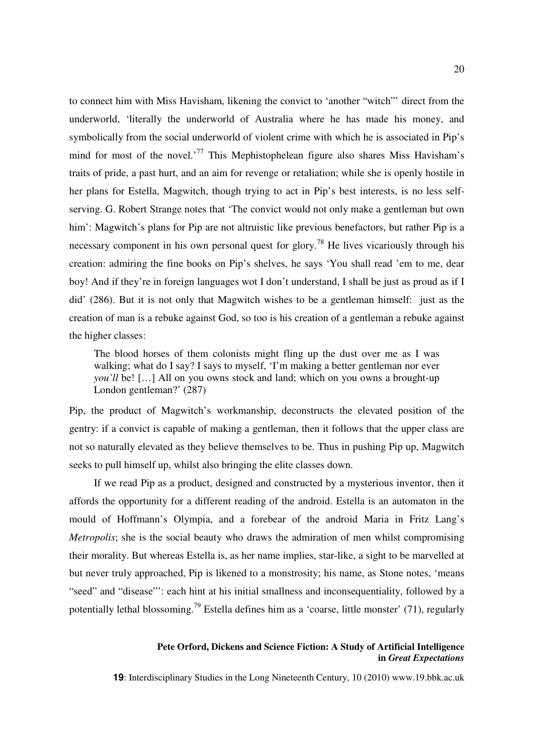to connect him with Miss Havisham, likening the convict to 'another "witch"' direct from the underworld, 'literally the underworld of Australia where he has made his money, and symbolically from the social underworld of violent crime with which he is associated in Pip's mind for most of the novel.'[77] This Mephistophelean figure also shares Miss Havisham's traits of pride, a past hurt, and an aim for revenge or retaliation; while she is openly hostile in her plans for Estella, Magwitch, though trying to act in Pip's best interests, is no less self-serving. G. Robert Strange notes that 'The convict would not only make a gentleman but own him': Magwitch's plans for Pip are not altruistic like previous benefactors, but rather Pip is a necessary component in his own personal quest for glory.[78] He lives vicariously through his creation: admiring the fine books on Pip's shelves, he says 'You shall read 'em to me, dear boy! And if they're in foreign languages wot I don't understand, I shall be just as proud as if I did' (286). But it is not only that Magwitch wishes to be a gentleman himself: just as the creation of man is a rebuke against God, so too is his creation of a gentleman a rebuke against the higher classes:

> The blood horses of them colonists might fling up the dust over me as I was walking; what do I say? I says to myself, 'I'm making a better gentleman nor ever *you'll* be! […] All on you owns stock and land; which on you owns a brought-up London gentleman?' (287)

Pip, the product of Magwitch's workmanship, deconstructs the elevated position of the gentry: if a convict is capable of making a gentleman, then it follows that the upper class are not so naturally elevated as they believe themselves to be. Thus in pushing Pip up, Magwitch seeks to pull himself up, whilst also bringing the elite classes down.

If we read Pip as a product, designed and constructed by a mysterious inventor, then it affords the opportunity for a different reading of the android. Estella is an automaton in the mould of Hoffmann's Olympia, and a forebear of the android Maria in Fritz Lang's *Metropolis*; she is the social beauty who draws the admiration of men whilst compromising their morality. But whereas Estella is, as her name implies, star-like, a sight to be marvelled at but never truly approached, Pip is likened to a monstrosity; his name, as Stone notes, 'means "seed" and "disease"': each hint at his initial smallness and inconsequentiality, followed by a potentially lethal blossoming.[79] Estella defines him as a 'coarse, little monster' (71), regularly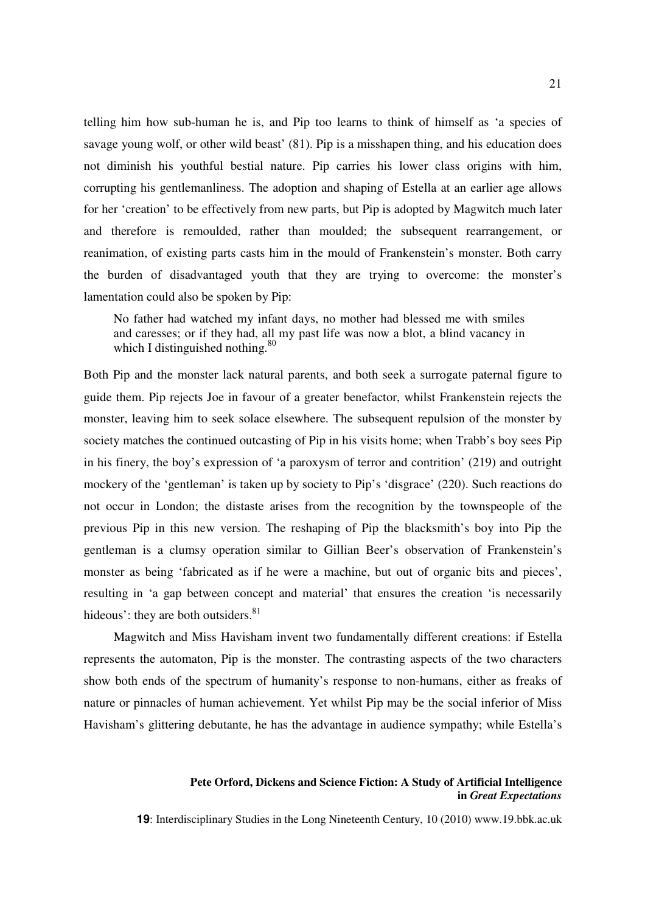telling him how sub-human he is, and Pip too learns to think of himself as 'a species of savage young wolf, or other wild beast' (81). Pip is a misshapen thing, and his education does not diminish his youthful bestial nature. Pip carries his lower class origins with him, corrupting his gentlemanliness. The adoption and shaping of Estella at an earlier age allows for her 'creation' to be effectively from new parts, but Pip is adopted by Magwitch much later and therefore is remoulded, rather than moulded; the subsequent rearrangement, or reanimation, of existing parts casts him in the mould of Frankenstein's monster. Both carry the burden of disadvantaged youth that they are trying to overcome: the monster's lamentation could also be spoken by Pip:

> No father had watched my infant days, no mother had blessed me with smiles and caresses; or if they had, all my past life was now a blot, a blind vacancy in which I distinguished nothing.[80]

Both Pip and the monster lack natural parents, and both seek a surrogate paternal figure to guide them. Pip rejects Joe in favour of a greater benefactor, whilst Frankenstein rejects the monster, leaving him to seek solace elsewhere. The subsequent repulsion of the monster by society matches the continued outcasting of Pip in his visits home; when Trabb's boy sees Pip in his finery, the boy's expression of 'a paroxysm of terror and contrition' (219) and outright mockery of the 'gentleman' is taken up by society to Pip's 'disgrace' (220). Such reactions do not occur in London; the distaste arises from the recognition by the townspeople of the previous Pip in this new version. The reshaping of Pip the blacksmith's boy into Pip the gentleman is a clumsy operation similar to Gillian Beer's observation of Frankenstein's monster as being 'fabricated as if he were a machine, but out of organic bits and pieces', resulting in 'a gap between concept and material' that ensures the creation 'is necessarily hideous': they are both outsiders.[81]

Magwitch and Miss Havisham invent two fundamentally different creations: if Estella represents the automaton, Pip is the monster. The contrasting aspects of the two characters show both ends of the spectrum of humanity's response to non-humans, either as freaks of nature or pinnacles of human achievement. Yet whilst Pip may be the social inferior of Miss Havisham's glittering debutante, he has the advantage in audience sympathy; while Estella's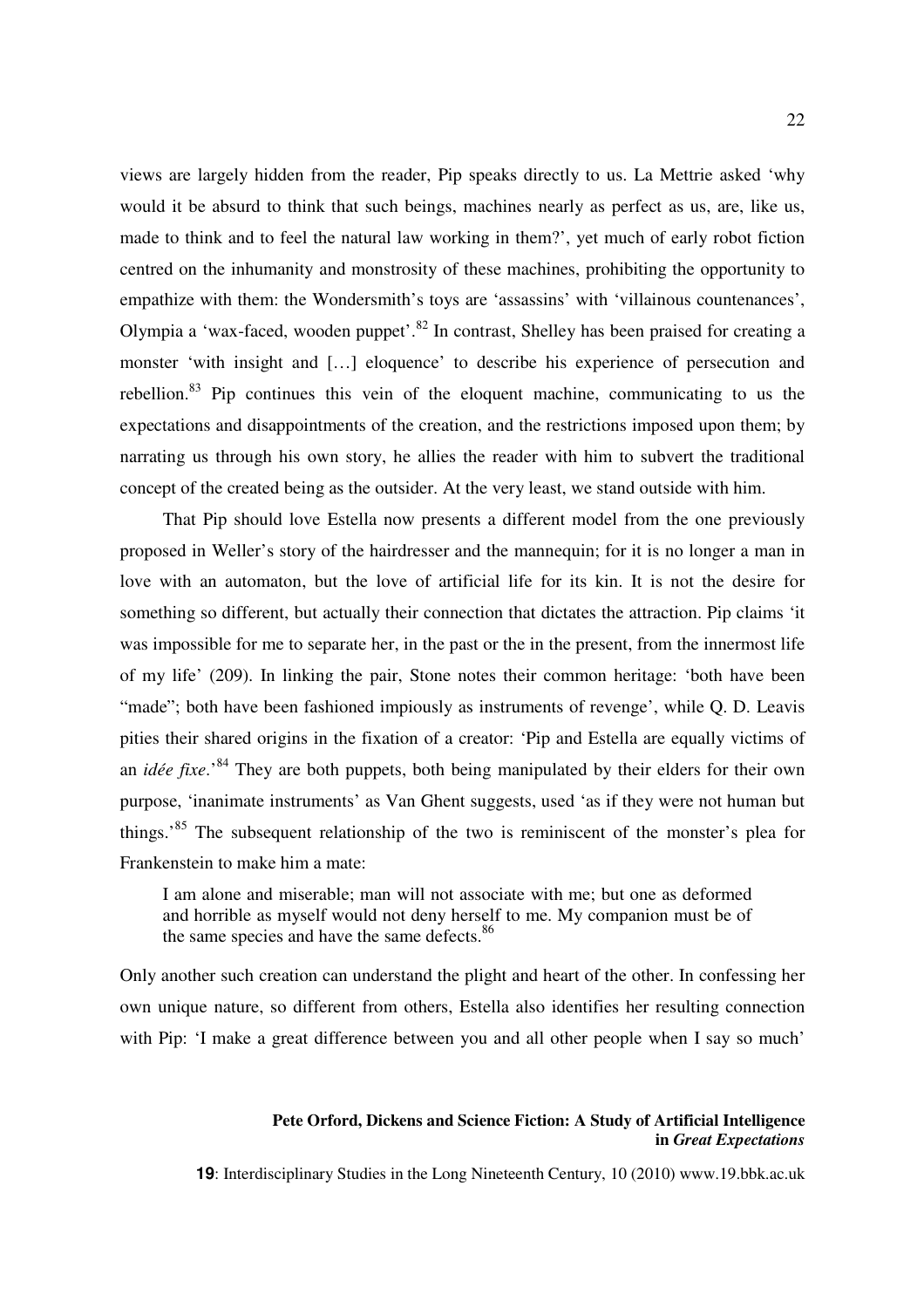views are largely hidden from the reader, Pip speaks directly to us. La Mettrie asked 'why would it be absurd to think that such beings, machines nearly as perfect as us, are, like us, made to think and to feel the natural law working in them?', yet much of early robot fiction centred on the inhumanity and monstrosity of these machines, prohibiting the opportunity to empathize with them: the Wondersmith's toys are 'assassins' with 'villainous countenances', Olympia a 'wax-faced, wooden puppet'.[82] In contrast, Shelley has been praised for creating a monster 'with insight and […] eloquence' to describe his experience of persecution and rebellion.[83] Pip continues this vein of the eloquent machine, communicating to us the expectations and disappointments of the creation, and the restrictions imposed upon them; by narrating us through his own story, he allies the reader with him to subvert the traditional concept of the created being as the outsider. At the very least, we stand outside with him.

That Pip should love Estella now presents a different model from the one previously proposed in Weller's story of the hairdresser and the mannequin; for it is no longer a man in love with an automaton, but the love of artificial life for its kin. It is not the desire for something so different, but actually their connection that dictates the attraction. Pip claims 'it was impossible for me to separate her, in the past or the in the present, from the innermost life of my life' (209). In linking the pair, Stone notes their common heritage: 'both have been "made"; both have been fashioned impiously as instruments of revenge', while Q. D. Leavis pities their shared origins in the fixation of a creator: 'Pip and Estella are equally victims of an *idée fixe*.'[84] They are both puppets, both being manipulated by their elders for their own purpose, 'inanimate instruments' as Van Ghent suggests, used 'as if they were not human but things.'[85] The subsequent relationship of the two is reminiscent of the monster's plea for Frankenstein to make him a mate:

> I am alone and miserable; man will not associate with me; but one as deformed and horrible as myself would not deny herself to me. My companion must be of the same species and have the same defects.[86]

Only another such creation can understand the plight and heart of the other. In confessing her own unique nature, so different from others, Estella also identifies her resulting connection with Pip: 'I make a great difference between you and all other people when I say so much'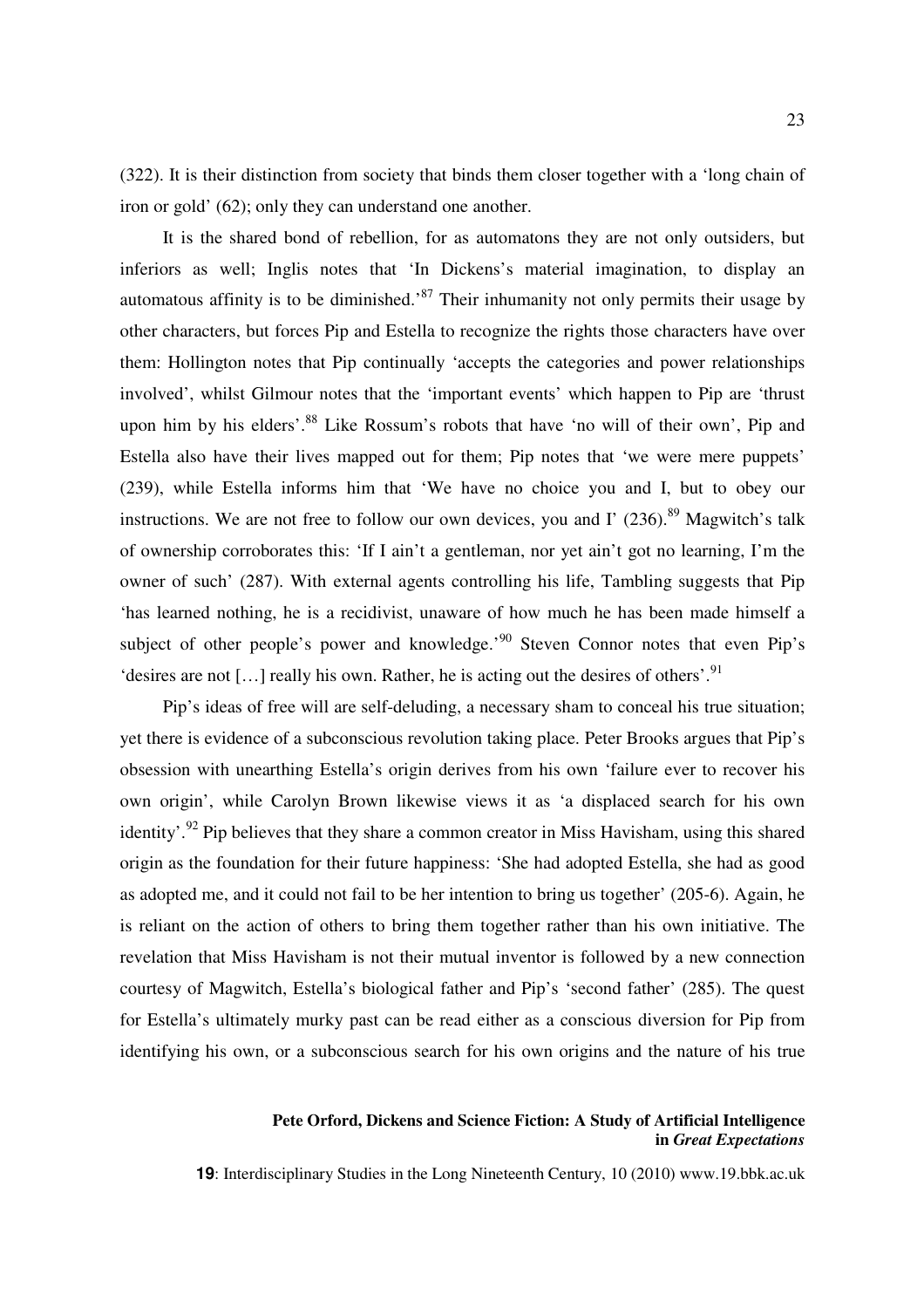(322). It is their distinction from society that binds them closer together with a 'long chain of iron or gold' (62); only they can understand one another.

It is the shared bond of rebellion, for as automatons they are not only outsiders, but inferiors as well; Inglis notes that 'In Dickens's material imagination, to display an automatous affinity is to be diminished.'[87] Their inhumanity not only permits their usage by other characters, but forces Pip and Estella to recognize the rights those characters have over them: Hollington notes that Pip continually 'accepts the categories and power relationships involved', whilst Gilmour notes that the 'important events' which happen to Pip are 'thrust upon him by his elders'.[88] Like Rossum's robots that have 'no will of their own', Pip and Estella also have their lives mapped out for them; Pip notes that 'we were mere puppets' (239), while Estella informs him that 'We have no choice you and I, but to obey our instructions. We are not free to follow our own devices, you and I' (236).[89] Magwitch's talk of ownership corroborates this: 'If I ain't a gentleman, nor yet ain't got no learning, I'm the owner of such' (287). With external agents controlling his life, Tambling suggests that Pip 'has learned nothing, he is a recidivist, unaware of how much he has been made himself a subject of other people's power and knowledge.'[90] Steven Connor notes that even Pip's 'desires are not [...] really his own. Rather, he is acting out the desires of others'.[91]

Pip's ideas of free will are self-deluding, a necessary sham to conceal his true situation; yet there is evidence of a subconscious revolution taking place. Peter Brooks argues that Pip's obsession with unearthing Estella's origin derives from his own 'failure ever to recover his own origin', while Carolyn Brown likewise views it as 'a displaced search for his own identity'.[92] Pip believes that they share a common creator in Miss Havisham, using this shared origin as the foundation for their future happiness: 'She had adopted Estella, she had as good as adopted me, and it could not fail to be her intention to bring us together' (205-6). Again, he is reliant on the action of others to bring them together rather than his own initiative. The revelation that Miss Havisham is not their mutual inventor is followed by a new connection courtesy of Magwitch, Estella's biological father and Pip's 'second father' (285). The quest for Estella's ultimately murky past can be read either as a conscious diversion for Pip from identifying his own, or a subconscious search for his own origins and the nature of his true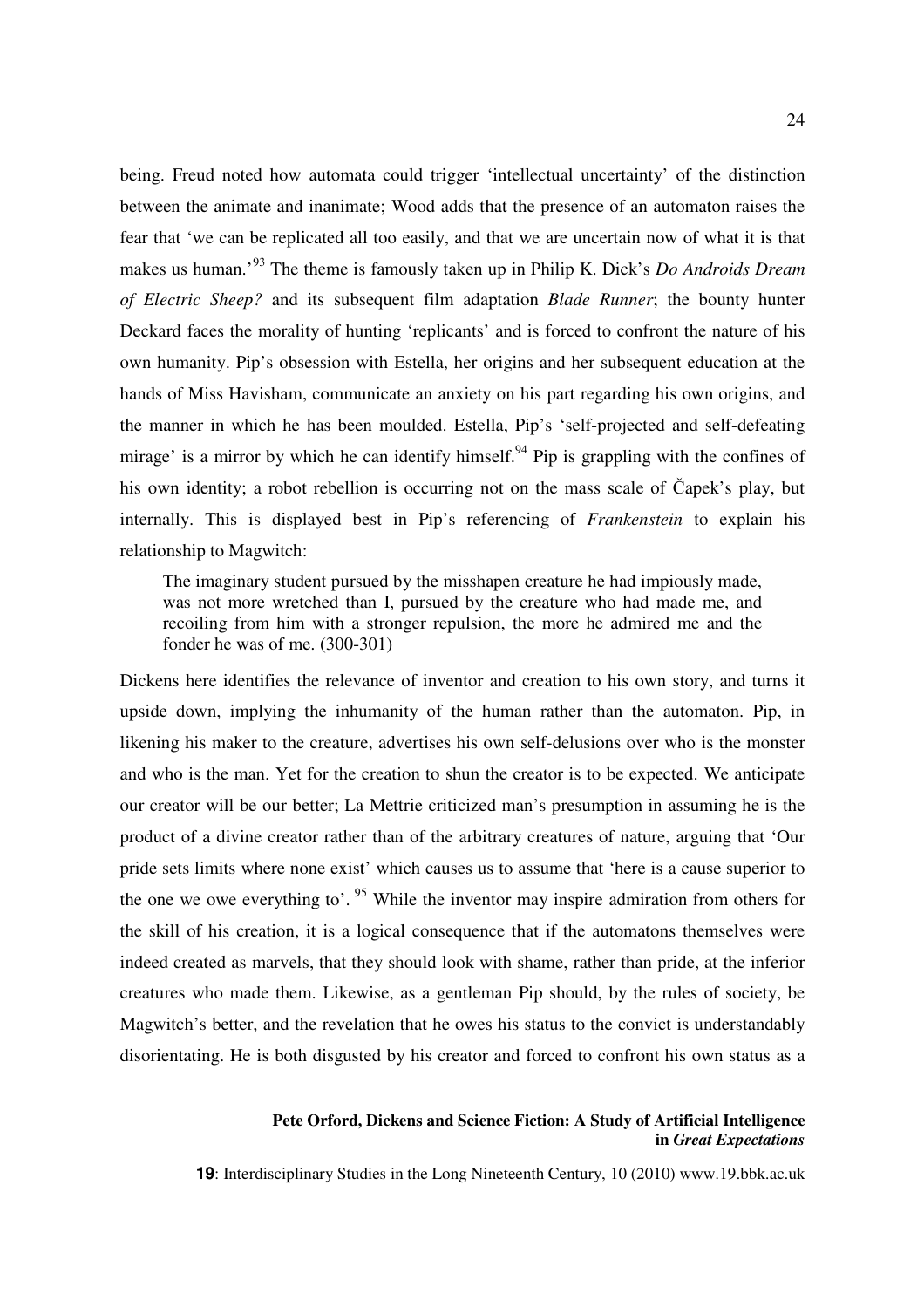being. Freud noted how automata could trigger 'intellectual uncertainty' of the distinction between the animate and inanimate; Wood adds that the presence of an automaton raises the fear that 'we can be replicated all too easily, and that we are uncertain now of what it is that makes us human.'[93] The theme is famously taken up in Philip K. Dick's *Do Androids Dream of Electric Sheep?* and its subsequent film adaptation *Blade Runner*; the bounty hunter Deckard faces the morality of hunting 'replicants' and is forced to confront the nature of his own humanity. Pip's obsession with Estella, her origins and her subsequent education at the hands of Miss Havisham, communicate an anxiety on his part regarding his own origins, and the manner in which he has been moulded. Estella, Pip's 'self-projected and self-defeating mirage' is a mirror by which he can identify himself.[94] Pip is grappling with the confines of his own identity; a robot rebellion is occurring not on the mass scale of Čapek's play, but internally. This is displayed best in Pip's referencing of *Frankenstein* to explain his relationship to Magwitch:

> The imaginary student pursued by the misshapen creature he had impiously made, was not more wretched than I, pursued by the creature who had made me, and recoiling from him with a stronger repulsion, the more he admired me and the fonder he was of me. (300-301)

Dickens here identifies the relevance of inventor and creation to his own story, and turns it upside down, implying the inhumanity of the human rather than the automaton. Pip, in likening his maker to the creature, advertises his own self-delusions over who is the monster and who is the man. Yet for the creation to shun the creator is to be expected. We anticipate our creator will be our better; La Mettrie criticized man's presumption in assuming he is the product of a divine creator rather than of the arbitrary creatures of nature, arguing that 'Our pride sets limits where none exist' which causes us to assume that 'here is a cause superior to the one we owe everything to'. [95] While the inventor may inspire admiration from others for the skill of his creation, it is a logical consequence that if the automatons themselves were indeed created as marvels, that they should look with shame, rather than pride, at the inferior creatures who made them. Likewise, as a gentleman Pip should, by the rules of society, be Magwitch's better, and the revelation that he owes his status to the convict is understandably disorientating. He is both disgusted by his creator and forced to confront his own status as a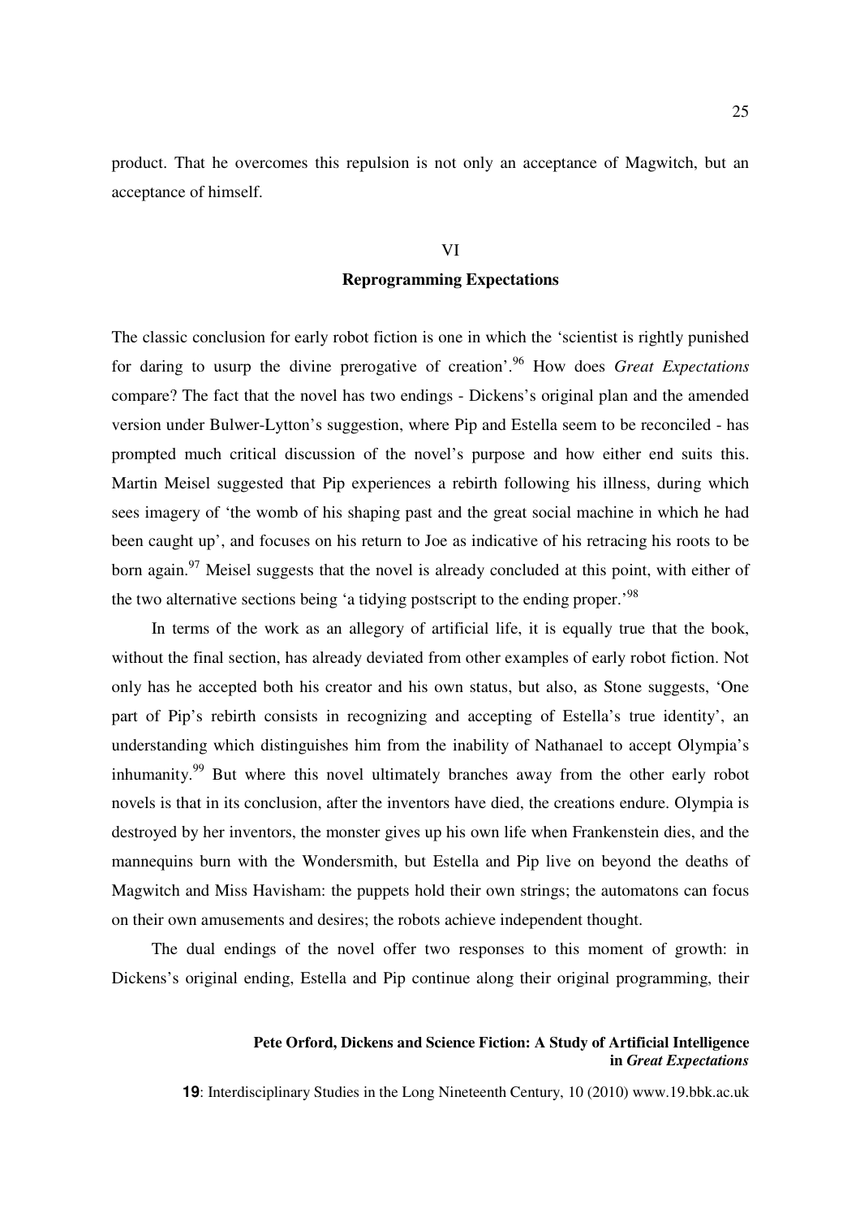product. That he overcomes this repulsion is not only an acceptance of Magwitch, but an acceptance of himself.

## VI

## Reprogramming Expectations

The classic conclusion for early robot fiction is one in which the 'scientist is rightly punished for daring to usurp the divine prerogative of creation'.[96] How does *Great Expectations* compare? The fact that the novel has two endings - Dickens's original plan and the amended version under Bulwer-Lytton's suggestion, where Pip and Estella seem to be reconciled - has prompted much critical discussion of the novel's purpose and how either end suits this. Martin Meisel suggested that Pip experiences a rebirth following his illness, during which sees imagery of 'the womb of his shaping past and the great social machine in which he had been caught up', and focuses on his return to Joe as indicative of his retracing his roots to be born again.[97] Meisel suggests that the novel is already concluded at this point, with either of the two alternative sections being 'a tidying postscript to the ending proper.'[98]

In terms of the work as an allegory of artificial life, it is equally true that the book, without the final section, has already deviated from other examples of early robot fiction. Not only has he accepted both his creator and his own status, but also, as Stone suggests, 'One part of Pip's rebirth consists in recognizing and accepting of Estella's true identity', an understanding which distinguishes him from the inability of Nathanael to accept Olympia's inhumanity.[99] But where this novel ultimately branches away from the other early robot novels is that in its conclusion, after the inventors have died, the creations endure. Olympia is destroyed by her inventors, the monster gives up his own life when Frankenstein dies, and the mannequins burn with the Wondersmith, but Estella and Pip live on beyond the deaths of Magwitch and Miss Havisham: the puppets hold their own strings; the automatons can focus on their own amusements and desires; the robots achieve independent thought.

The dual endings of the novel offer two responses to this moment of growth: in Dickens's original ending, Estella and Pip continue along their original programming, their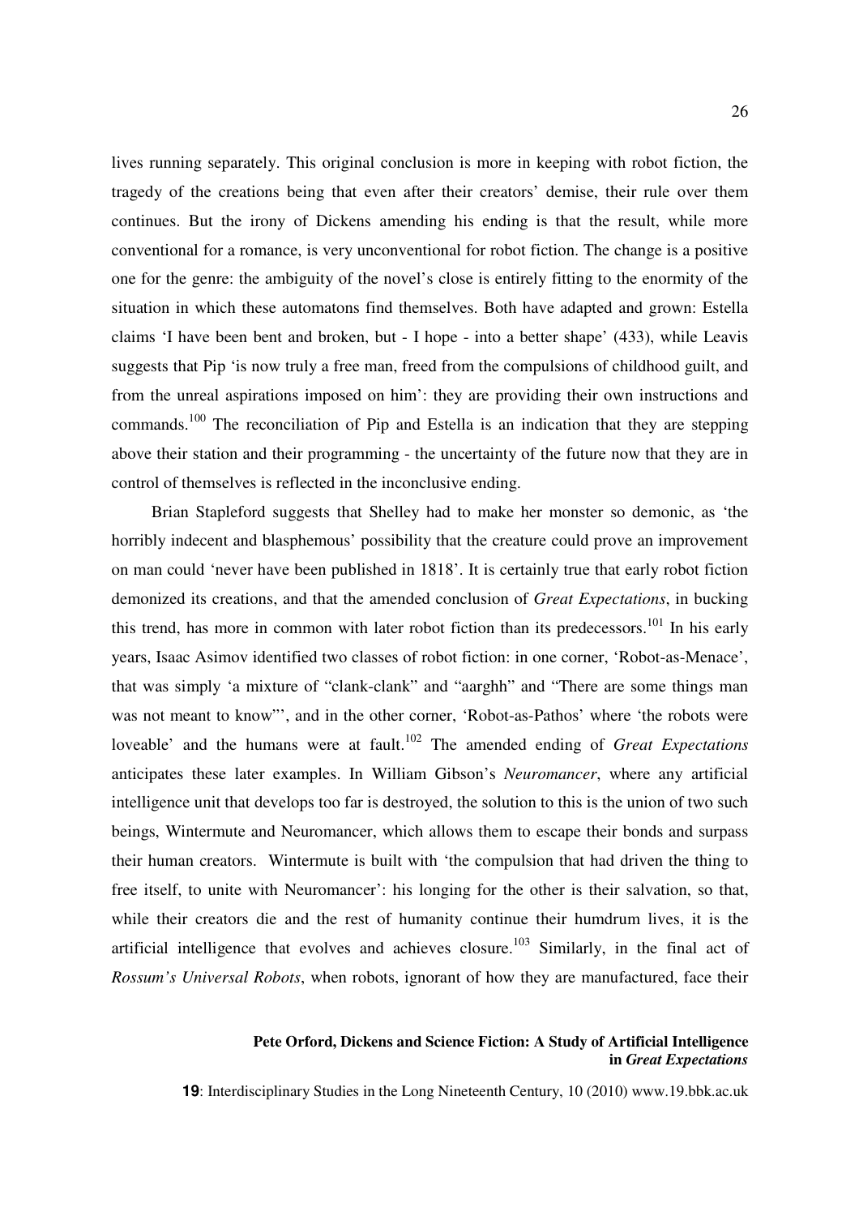lives running separately. This original conclusion is more in keeping with robot fiction, the tragedy of the creations being that even after their creators' demise, their rule over them continues. But the irony of Dickens amending his ending is that the result, while more conventional for a romance, is very unconventional for robot fiction. The change is a positive one for the genre: the ambiguity of the novel's close is entirely fitting to the enormity of the situation in which these automatons find themselves. Both have adapted and grown: Estella claims 'I have been bent and broken, but - I hope - into a better shape' (433), while Leavis suggests that Pip 'is now truly a free man, freed from the compulsions of childhood guilt, and from the unreal aspirations imposed on him': they are providing their own instructions and commands.[100] The reconciliation of Pip and Estella is an indication that they are stepping above their station and their programming - the uncertainty of the future now that they are in control of themselves is reflected in the inconclusive ending.

Brian Stapleford suggests that Shelley had to make her monster so demonic, as 'the horribly indecent and blasphemous' possibility that the creature could prove an improvement on man could 'never have been published in 1818'. It is certainly true that early robot fiction demonized its creations, and that the amended conclusion of *Great Expectations*, in bucking this trend, has more in common with later robot fiction than its predecessors.[101] In his early years, Isaac Asimov identified two classes of robot fiction: in one corner, 'Robot-as-Menace', that was simply 'a mixture of "clank-clank" and "aarghh" and "There are some things man was not meant to know"', and in the other corner, 'Robot-as-Pathos' where 'the robots were loveable' and the humans were at fault.[102] The amended ending of *Great Expectations* anticipates these later examples. In William Gibson's *Neuromancer*, where any artificial intelligence unit that develops too far is destroyed, the solution to this is the union of two such beings, Wintermute and Neuromancer, which allows them to escape their bonds and surpass their human creators. Wintermute is built with 'the compulsion that had driven the thing to free itself, to unite with Neuromancer': his longing for the other is their salvation, so that, while their creators die and the rest of humanity continue their humdrum lives, it is the artificial intelligence that evolves and achieves closure.[103] Similarly, in the final act of *Rossum's Universal Robots*, when robots, ignorant of how they are manufactured, face their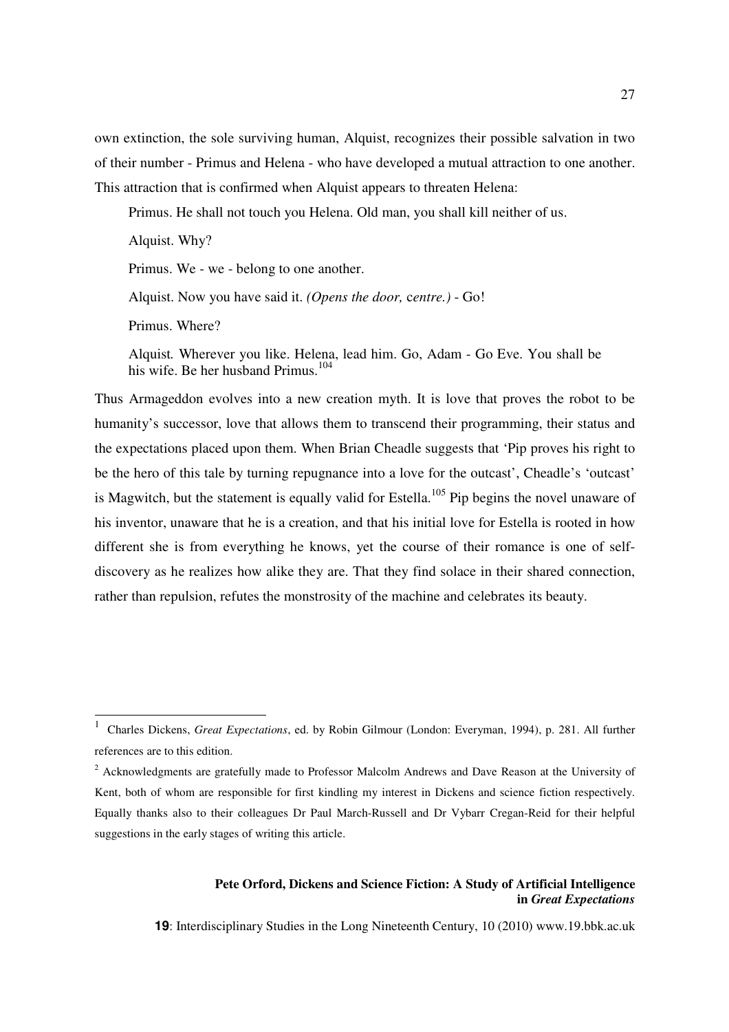own extinction, the sole surviving human, Alquist, recognizes their possible salvation in two of their number - Primus and Helena - who have developed a mutual attraction to one another. This attraction that is confirmed when Alquist appears to threaten Helena:

> Primus. He shall not touch you Helena. Old man, you shall kill neither of us.
>
> Alquist. Why?
>
> Primus. We - we - belong to one another.
>
> Alquist. Now you have said it. *(Opens the door, centre.)* - Go!
>
> Primus. Where?
>
> Alquist*.* Wherever you like. Helena, lead him. Go, Adam - Go Eve. You shall be his wife. Be her husband Primus.[104]

Thus Armageddon evolves into a new creation myth. It is love that proves the robot to be humanity's successor, love that allows them to transcend their programming, their status and the expectations placed upon them. When Brian Cheadle suggests that 'Pip proves his right to be the hero of this tale by turning repugnance into a love for the outcast', Cheadle's 'outcast' is Magwitch, but the statement is equally valid for Estella.[105] Pip begins the novel unaware of his inventor, unaware that he is a creation, and that his initial love for Estella is rooted in how different she is from everything he knows, yet the course of their romance is one of self-discovery as he realizes how alike they are. That they find solace in their shared connection, rather than repulsion, refutes the monstrosity of the machine and celebrates its beauty.

---

[1] Charles Dickens, *Great Expectations*, ed. by Robin Gilmour (London: Everyman, 1994), p. 281. All further references are to this edition.

[2] Acknowledgments are gratefully made to Professor Malcolm Andrews and Dave Reason at the University of Kent, both of whom are responsible for first kindling my interest in Dickens and science fiction respectively. Equally thanks also to their colleagues Dr Paul March-Russell and Dr Vybarr Cregan-Reid for their helpful suggestions in the early stages of writing this article.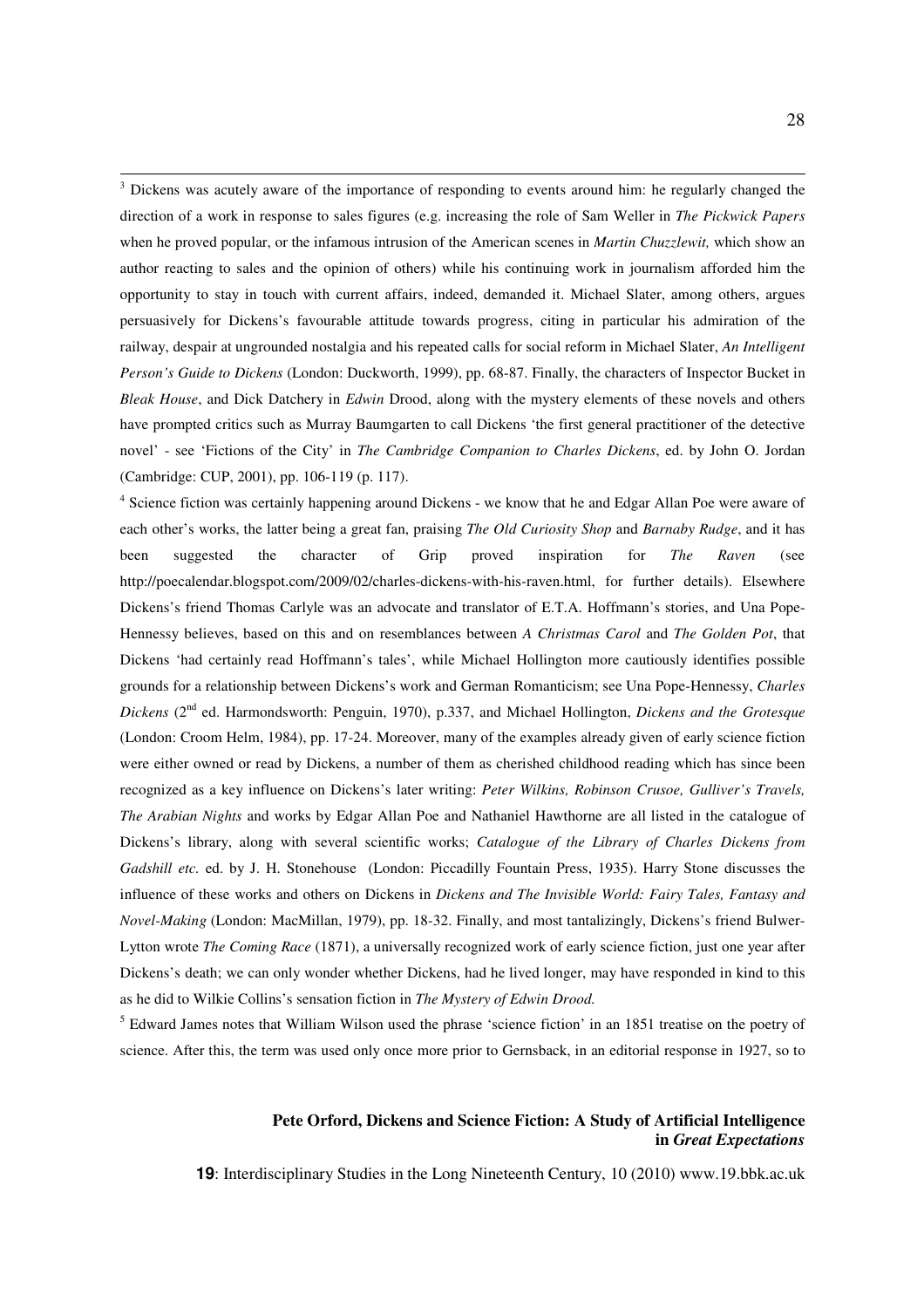[3] Dickens was acutely aware of the importance of responding to events around him: he regularly changed the direction of a work in response to sales figures (e.g. increasing the role of Sam Weller in *The Pickwick Papers* when he proved popular, or the infamous intrusion of the American scenes in *Martin Chuzzlewit,* which show an author reacting to sales and the opinion of others) while his continuing work in journalism afforded him the opportunity to stay in touch with current affairs, indeed, demanded it. Michael Slater, among others, argues persuasively for Dickens's favourable attitude towards progress, citing in particular his admiration of the railway, despair at ungrounded nostalgia and his repeated calls for social reform in Michael Slater, *An Intelligent Person's Guide to Dickens* (London: Duckworth, 1999), pp. 68-87. Finally, the characters of Inspector Bucket in *Bleak House*, and Dick Datchery in *Edwin* Drood, along with the mystery elements of these novels and others have prompted critics such as Murray Baumgarten to call Dickens 'the first general practitioner of the detective novel' - see 'Fictions of the City' in *The Cambridge Companion to Charles Dickens*, ed. by John O. Jordan (Cambridge: CUP, 2001), pp. 106-119 (p. 117).

[4] Science fiction was certainly happening around Dickens - we know that he and Edgar Allan Poe were aware of each other's works, the latter being a great fan, praising *The Old Curiosity Shop* and *Barnaby Rudge*, and it has been suggested the character of Grip proved inspiration for *The Raven* (see http://poecalendar.blogspot.com/2009/02/charles-dickens-with-his-raven.html, for further details). Elsewhere Dickens's friend Thomas Carlyle was an advocate and translator of E.T.A. Hoffmann's stories, and Una Pope-Hennessy believes, based on this and on resemblances between *A Christmas Carol* and *The Golden Pot*, that Dickens 'had certainly read Hoffmann's tales', while Michael Hollington more cautiously identifies possible grounds for a relationship between Dickens's work and German Romanticism; see Una Pope-Hennessy, *Charles Dickens* (2nd ed. Harmondsworth: Penguin, 1970), p.337, and Michael Hollington, *Dickens and the Grotesque* (London: Croom Helm, 1984), pp. 17-24. Moreover, many of the examples already given of early science fiction were either owned or read by Dickens, a number of them as cherished childhood reading which has since been recognized as a key influence on Dickens's later writing: *Peter Wilkins, Robinson Crusoe, Gulliver's Travels, The Arabian Nights* and works by Edgar Allan Poe and Nathaniel Hawthorne are all listed in the catalogue of Dickens's library, along with several scientific works; *Catalogue of the Library of Charles Dickens from Gadshill etc.* ed. by J. H. Stonehouse (London: Piccadilly Fountain Press, 1935). Harry Stone discusses the influence of these works and others on Dickens in *Dickens and The Invisible World: Fairy Tales, Fantasy and Novel-Making* (London: MacMillan, 1979), pp. 18-32. Finally, and most tantalizingly, Dickens's friend Bulwer-Lytton wrote *The Coming Race* (1871), a universally recognized work of early science fiction, just one year after Dickens's death; we can only wonder whether Dickens, had he lived longer, may have responded in kind to this as he did to Wilkie Collins's sensation fiction in *The Mystery of Edwin Drood.*

[5] Edward James notes that William Wilson used the phrase 'science fiction' in an 1851 treatise on the poetry of science. After this, the term was used only once more prior to Gernsback, in an editorial response in 1927, so to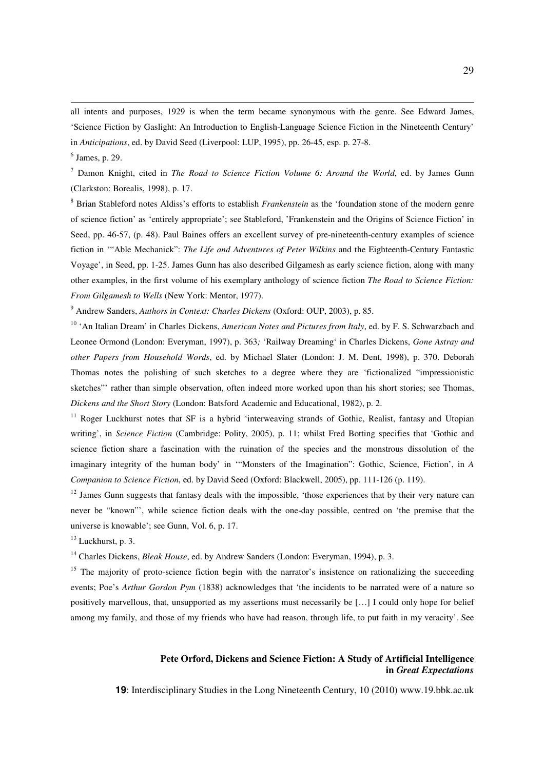all intents and purposes, 1929 is when the term became synonymous with the genre. See Edward James, 'Science Fiction by Gaslight: An Introduction to English-Language Science Fiction in the Nineteenth Century' in *Anticipations*, ed. by David Seed (Liverpool: LUP, 1995), pp. 26-45, esp. p. 27-8.

[6] James, p. 29.

[7] Damon Knight, cited in *The Road to Science Fiction Volume 6: Around the World*, ed. by James Gunn (Clarkston: Borealis, 1998), p. 17.

[8] Brian Stableford notes Aldiss's efforts to establish *Frankenstein* as the 'foundation stone of the modern genre of science fiction' as 'entirely appropriate'; see Stableford, 'Frankenstein and the Origins of Science Fiction' in Seed, pp. 46-57, (p. 48). Paul Baines offers an excellent survey of pre-nineteenth-century examples of science fiction in '"Able Mechanick": *The Life and Adventures of Peter Wilkins* and the Eighteenth-Century Fantastic Voyage', in Seed, pp. 1-25. James Gunn has also described Gilgamesh as early science fiction, along with many other examples, in the first volume of his exemplary anthology of science fiction *The Road to Science Fiction: From Gilgamesh to Wells* (New York: Mentor, 1977).

[9] Andrew Sanders, *Authors in Context: Charles Dickens* (Oxford: OUP, 2003), p. 85.

[10] 'An Italian Dream' in Charles Dickens, *American Notes and Pictures from Italy*, ed. by F. S. Schwarzbach and Leonee Ormond (London: Everyman, 1997), p. 363; 'Railway Dreaming' in Charles Dickens, *Gone Astray and other Papers from Household Words*, ed. by Michael Slater (London: J. M. Dent, 1998), p. 370. Deborah Thomas notes the polishing of such sketches to a degree where they are 'fictionalized "impressionistic sketches"' rather than simple observation, often indeed more worked upon than his short stories; see Thomas, *Dickens and the Short Story* (London: Batsford Academic and Educational, 1982), p. 2.

[11] Roger Luckhurst notes that SF is a hybrid 'interweaving strands of Gothic, Realist, fantasy and Utopian writing', in *Science Fiction* (Cambridge: Polity, 2005), p. 11; whilst Fred Botting specifies that 'Gothic and science fiction share a fascination with the ruination of the species and the monstrous dissolution of the imaginary integrity of the human body' in '"Monsters of the Imagination": Gothic, Science, Fiction', in *A Companion to Science Fiction*, ed. by David Seed (Oxford: Blackwell, 2005), pp. 111-126 (p. 119).

[12] James Gunn suggests that fantasy deals with the impossible, 'those experiences that by their very nature can never be "known"', while science fiction deals with the one-day possible, centred on 'the premise that the universe is knowable'; see Gunn, Vol. 6, p. 17.

[13] Luckhurst, p. 3.

[14] Charles Dickens, *Bleak House*, ed. by Andrew Sanders (London: Everyman, 1994), p. 3.

[15] The majority of proto-science fiction begin with the narrator's insistence on rationalizing the succeeding events; Poe's *Arthur Gordon Pym* (1838) acknowledges that 'the incidents to be narrated were of a nature so positively marvellous, that, unsupported as my assertions must necessarily be […] I could only hope for belief among my family, and those of my friends who have had reason, through life, to put faith in my veracity'. See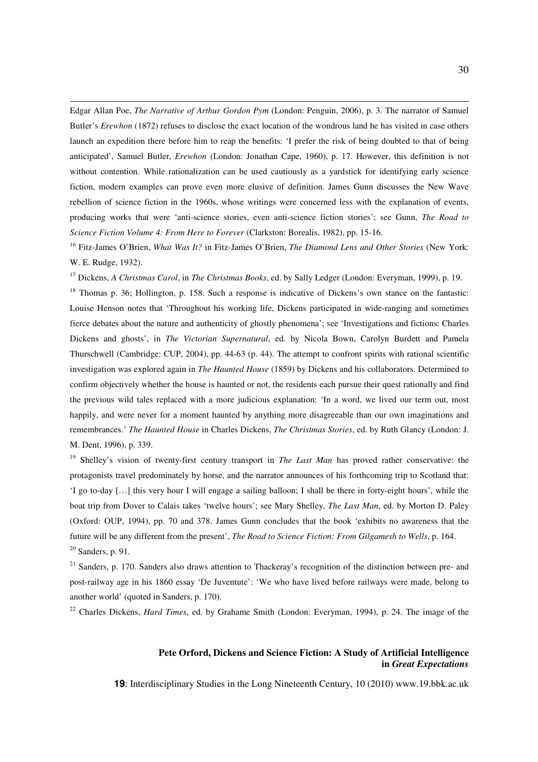Edgar Allan Poe, *The Narrative of Arthur Gordon Pym* (London: Penguin, 2006), p. 3. The narrator of Samuel Butler's *Erewhon* (1872) refuses to disclose the exact location of the wondrous land he has visited in case others launch an expedition there before him to reap the benefits: 'I prefer the risk of being doubted to that of being anticipated', Samuel Butler, *Erewhon* (London: Jonathan Cape, 1960), p. 17. However, this definition is not without contention. While rationalization can be used cautiously as a yardstick for identifying early science fiction, modern examples can prove even more elusive of definition. James Gunn discusses the New Wave rebellion of science fiction in the 1960s, whose writings were concerned less with the explanation of events, producing works that were 'anti-science stories, even anti-science fiction stories'; see Gunn, *The Road to Science Fiction Volume 4: From Here to Forever* (Clarkston: Borealis, 1982), pp. 15-16.

[16] Fitz-James O'Brien, *What Was It?* in Fitz-James O'Brien, *The Diamond Lens and Other Stories* (New York: W. E. Rudge, 1932).

[17] Dickens, *A Christmas Carol*, in *The Christmas Books*, ed. by Sally Ledger (London: Everyman, 1999), p. 19.

[18] Thomas p. 36; Hollington, p. 158. Such a response is indicative of Dickens's own stance on the fantastic: Louise Henson notes that 'Throughout his working life, Dickens participated in wide-ranging and sometimes fierce debates about the nature and authenticity of ghostly phenomena'; see 'Investigations and fictions: Charles Dickens and ghosts', in *The Victorian Supernatural*, ed. by Nicola Bown, Carolyn Burdett and Pamela Thurschwell (Cambridge: CUP, 2004), pp. 44-63 (p. 44). The attempt to confront spirits with rational scientific investigation was explored again in *The Haunted House* (1859) by Dickens and his collaborators. Determined to confirm objectively whether the house is haunted or not, the residents each pursue their quest rationally and find the previous wild tales replaced with a more judicious explanation: 'In a word, we lived our term out, most happily, and were never for a moment haunted by anything more disagreeable than our own imaginations and remembrances.' *The Haunted House* in Charles Dickens, *The Christmas Stories*, ed. by Ruth Glancy (London: J. M. Dent, 1996), p. 339.

[19] Shelley's vision of twenty-first century transport in *The Last Man* has proved rather conservative: the protagonists travel predominately by horse, and the narrator announces of his forthcoming trip to Scotland that: 'I go to-day […] this very hour I will engage a sailing balloon; I shall be there in forty-eight hours', while the boat trip from Dover to Calais takes 'twelve hours'; see Mary Shelley, *The Last Man*, ed. by Morton D. Paley (Oxford: OUP, 1994), pp. 70 and 378. James Gunn concludes that the book 'exhibits no awareness that the future will be any different from the present', *The Road to Science Fiction: From Gilgamesh to Wells*, p. 164.

[20] Sanders, p. 91.

[21] Sanders, p. 170. Sanders also draws attention to Thackeray's recognition of the distinction between pre- and post-railway age in his 1860 essay 'De Juventute': 'We who have lived before railways were made, belong to another world' (quoted in Sanders, p. 170).

[22] Charles Dickens, *Hard Times*, ed. by Grahame Smith (London: Everyman, 1994), p. 24. The image of the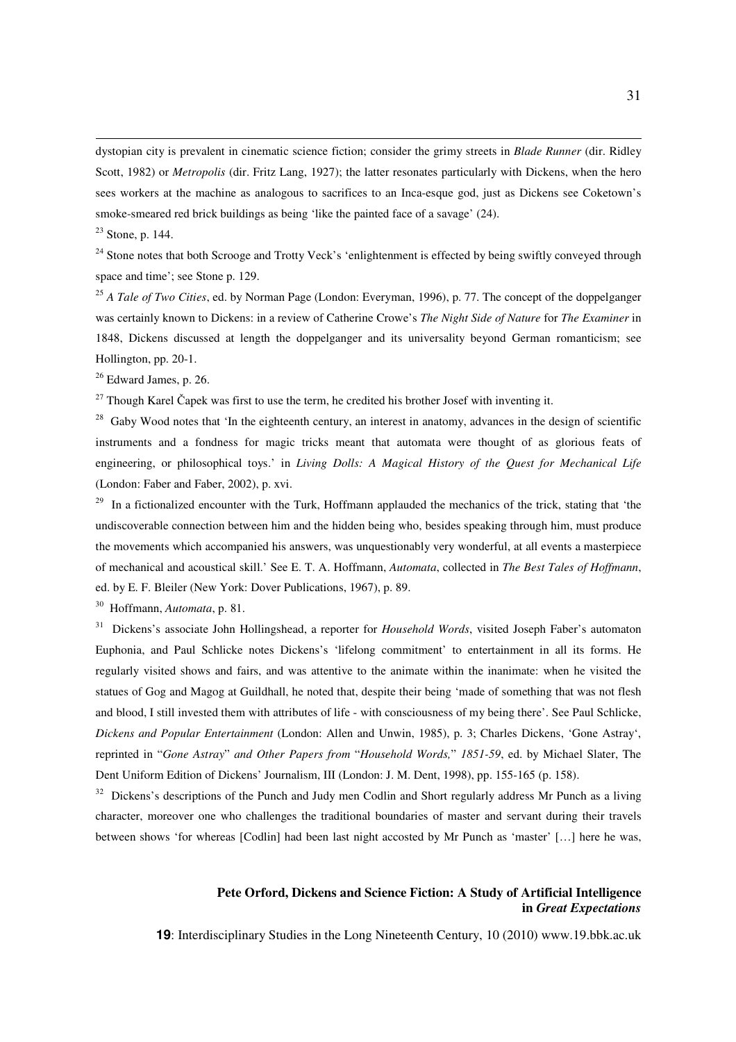dystopian city is prevalent in cinematic science fiction; consider the grimy streets in *Blade Runner* (dir. Ridley Scott, 1982) or *Metropolis* (dir. Fritz Lang, 1927); the latter resonates particularly with Dickens, when the hero sees workers at the machine as analogous to sacrifices to an Inca-esque god, just as Dickens see Coketown's smoke-smeared red brick buildings as being 'like the painted face of a savage' (24).

[23] Stone, p. 144.

[24] Stone notes that both Scrooge and Trotty Veck's 'enlightenment is effected by being swiftly conveyed through space and time'; see Stone p. 129.

[25] *A Tale of Two Cities*, ed. by Norman Page (London: Everyman, 1996), p. 77. The concept of the doppelganger was certainly known to Dickens: in a review of Catherine Crowe's *The Night Side of Nature* for *The Examiner* in 1848, Dickens discussed at length the doppelganger and its universality beyond German romanticism; see Hollington, pp. 20-1.

[26] Edward James, p. 26.

[27] Though Karel Čapek was first to use the term, he credited his brother Josef with inventing it.

[28] Gaby Wood notes that 'In the eighteenth century, an interest in anatomy, advances in the design of scientific instruments and a fondness for magic tricks meant that automata were thought of as glorious feats of engineering, or philosophical toys.' in *Living Dolls: A Magical History of the Quest for Mechanical Life* (London: Faber and Faber, 2002), p. xvi.

[29] In a fictionalized encounter with the Turk, Hoffmann applauded the mechanics of the trick, stating that 'the undiscoverable connection between him and the hidden being who, besides speaking through him, must produce the movements which accompanied his answers, was unquestionably very wonderful, at all events a masterpiece of mechanical and acoustical skill.' See E. T. A. Hoffmann, *Automata*, collected in *The Best Tales of Hoffmann*, ed. by E. F. Bleiler (New York: Dover Publications, 1967), p. 89.

[30] Hoffmann, *Automata*, p. 81.

[31] Dickens's associate John Hollingshead, a reporter for *Household Words*, visited Joseph Faber's automaton Euphonia, and Paul Schlicke notes Dickens's 'lifelong commitment' to entertainment in all its forms. He regularly visited shows and fairs, and was attentive to the animate within the inanimate: when he visited the statues of Gog and Magog at Guildhall, he noted that, despite their being 'made of something that was not flesh and blood, I still invested them with attributes of life - with consciousness of my being there'. See Paul Schlicke, *Dickens and Popular Entertainment* (London: Allen and Unwin, 1985), p. 3; Charles Dickens, 'Gone Astray', reprinted in "*Gone Astray*" *and Other Papers from* "*Household Words,*" *1851-59*, ed. by Michael Slater, The Dent Uniform Edition of Dickens' Journalism, III (London: J. M. Dent, 1998), pp. 155-165 (p. 158).

[32] Dickens's descriptions of the Punch and Judy men Codlin and Short regularly address Mr Punch as a living character, moreover one who challenges the traditional boundaries of master and servant during their travels between shows 'for whereas [Codlin] had been last night accosted by Mr Punch as 'master' […] here he was,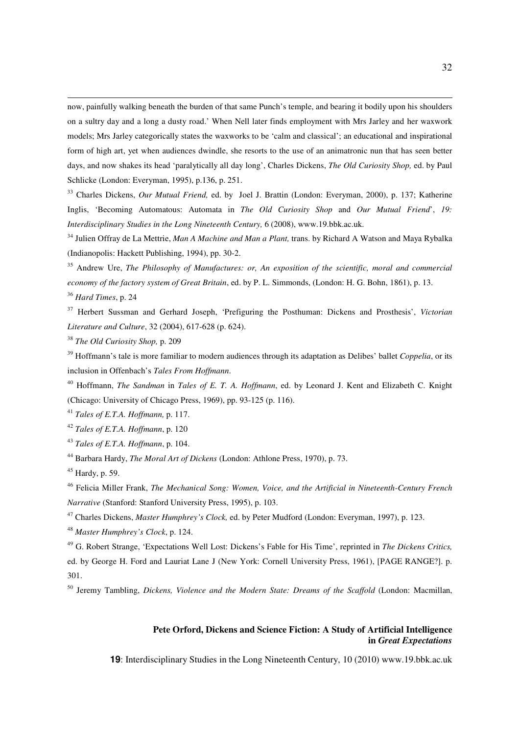now, painfully walking beneath the burden of that same Punch's temple, and bearing it bodily upon his shoulders on a sultry day and a long a dusty road.' When Nell later finds employment with Mrs Jarley and her waxwork models; Mrs Jarley categorically states the waxworks to be 'calm and classical'; an educational and inspirational form of high art, yet when audiences dwindle, she resorts to the use of an animatronic nun that has seen better days, and now shakes its head 'paralytically all day long', Charles Dickens, *The Old Curiosity Shop,* ed. by Paul Schlicke (London: Everyman, 1995), p.136, p. 251.

[33] Charles Dickens, *Our Mutual Friend,* ed. by Joel J. Brattin (London: Everyman, 2000), p. 137; Katherine Inglis, 'Becoming Automatous: Automata in *The Old Curiosity Shop* and *Our Mutual Friend*', *19: Interdisciplinary Studies in the Long Nineteenth Century,* 6 (2008), www.19.bbk.ac.uk.

[34] Julien Offray de La Mettrie, *Man A Machine and Man a Plant,* trans. by Richard A Watson and Maya Rybalka (Indianopolis: Hackett Publishing, 1994), pp. 30-2.

[35] Andrew Ure, *The Philosophy of Manufactures: or, An exposition of the scientific, moral and commercial economy of the factory system of Great Britain*, ed. by P. L. Simmonds, (London: H. G. Bohn, 1861), p. 13.

[36] *Hard Times*, p. 24

[37] Herbert Sussman and Gerhard Joseph, 'Prefiguring the Posthuman: Dickens and Prosthesis', *Victorian Literature and Culture*, 32 (2004), 617-628 (p. 624).

[38] *The Old Curiosity Shop,* p. 209

[39] Hoffmann's tale is more familiar to modern audiences through its adaptation as Delibes' ballet *Coppelia*, or its inclusion in Offenbach's *Tales From Hoffmann*.

[40] Hoffmann, *The Sandman* in *Tales of E. T. A. Hoffmann*, ed. by Leonard J. Kent and Elizabeth C. Knight (Chicago: University of Chicago Press, 1969), pp. 93-125 (p. 116).

[41] *Tales of E.T.A. Hoffmann,* p. 117.

[42] *Tales of E.T.A. Hoffmann*, p. 120

[43] *Tales of E.T.A. Hoffmann*, p. 104.

[44] Barbara Hardy, *The Moral Art of Dickens* (London: Athlone Press, 1970), p. 73.

[45] Hardy, p. 59.

[46] Felicia Miller Frank, *The Mechanical Song: Women, Voice, and the Artificial in Nineteenth-Century French Narrative* (Stanford: Stanford University Press, 1995), p. 103.

[47] Charles Dickens, *Master Humphrey's Clock,* ed. by Peter Mudford (London: Everyman, 1997), p. 123.

[48] *Master Humphrey's Clock*, p. 124.

[49] G. Robert Strange, 'Expectations Well Lost: Dickens's Fable for His Time', reprinted in *The Dickens Critics,* ed. by George H. Ford and Lauriat Lane J (New York: Cornell University Press, 1961), [PAGE RANGE?]. p. 301.

[50] Jeremy Tambling, *Dickens, Violence and the Modern State: Dreams of the Scaffold* (London: Macmillan,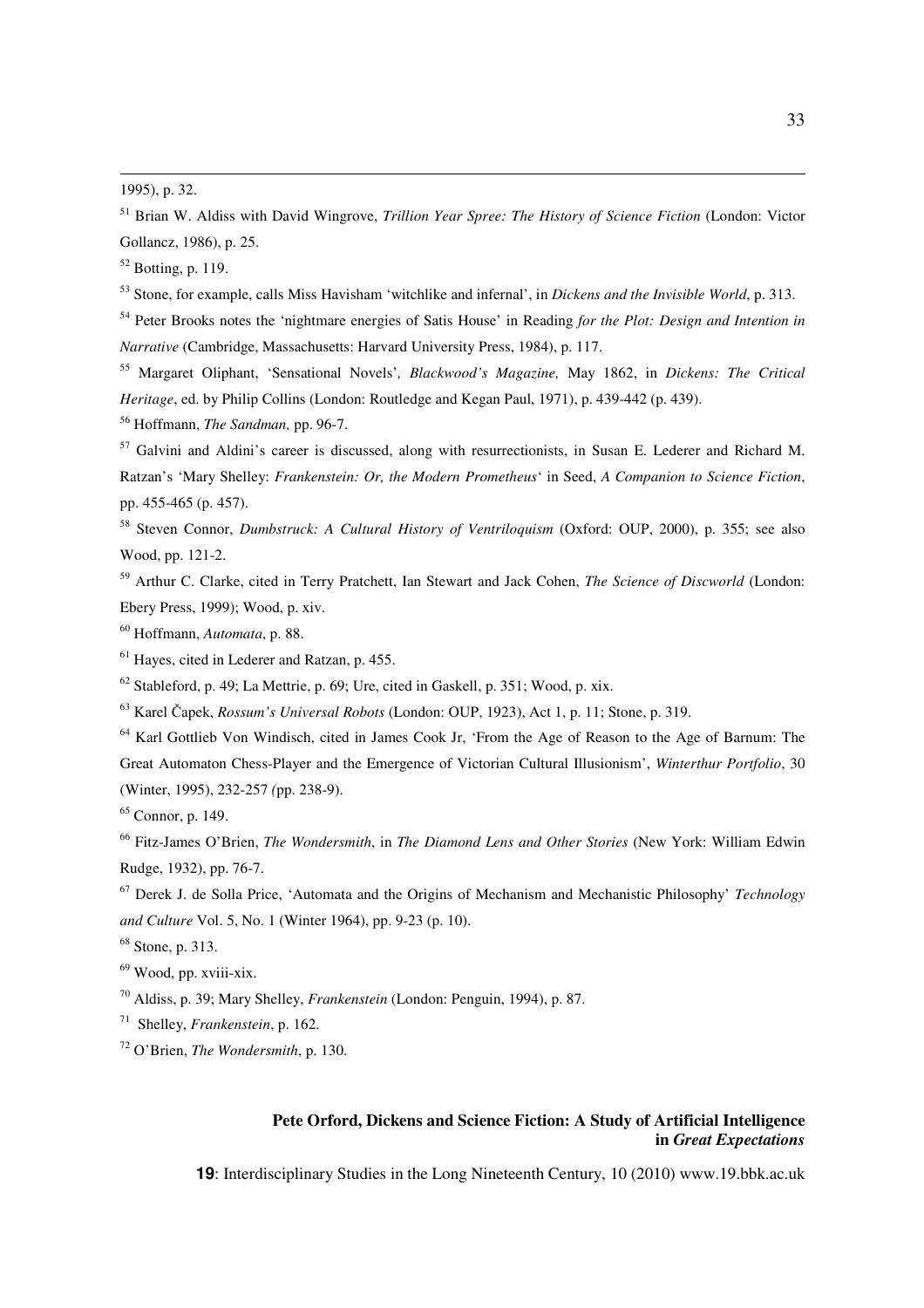1995), p. 32.

[51] Brian W. Aldiss with David Wingrove, *Trillion Year Spree: The History of Science Fiction* (London: Victor Gollancz, 1986), p. 25.

[52] Botting, p. 119.

[53] Stone, for example, calls Miss Havisham 'witchlike and infernal', in *Dickens and the Invisible World*, p. 313.

[54] Peter Brooks notes the 'nightmare energies of Satis House' in Reading *for the Plot: Design and Intention in Narrative* (Cambridge, Massachusetts: Harvard University Press, 1984), p. 117.

[55] Margaret Oliphant, 'Sensational Novels', *Blackwood's Magazine,* May 1862, in *Dickens: The Critical Heritage*, ed. by Philip Collins (London: Routledge and Kegan Paul, 1971), p. 439-442 (p. 439).

[56] Hoffmann, *The Sandman,* pp. 96-7.

[57] Galvini and Aldini's career is discussed, along with resurrectionists, in Susan E. Lederer and Richard M. Ratzan's 'Mary Shelley: *Frankenstein: Or, the Modern Prometheus*' in Seed, *A Companion to Science Fiction*, pp. 455-465 (p. 457).

[58] Steven Connor, *Dumbstruck: A Cultural History of Ventriloquism* (Oxford: OUP, 2000), p. 355; see also Wood, pp. 121-2.

[59] Arthur C. Clarke, cited in Terry Pratchett, Ian Stewart and Jack Cohen, *The Science of Discworld* (London: Ebery Press, 1999); Wood, p. xiv.

[60] Hoffmann, *Automata*, p. 88.

[61] Hayes, cited in Lederer and Ratzan, p. 455.

[62] Stableford, p. 49; La Mettrie, p. 69; Ure, cited in Gaskell, p. 351; Wood, p. xix.

[63] Karel Čapek, *Rossum's Universal Robots* (London: OUP, 1923), Act 1, p. 11; Stone, p. 319.

[64] Karl Gottlieb Von Windisch, cited in James Cook Jr, 'From the Age of Reason to the Age of Barnum: The Great Automaton Chess-Player and the Emergence of Victorian Cultural Illusionism', *Winterthur Portfolio*, 30 (Winter, 1995), 232-257 (pp. 238-9).

[65] Connor, p. 149.

[66] Fitz-James O'Brien, *The Wondersmith*, in *The Diamond Lens and Other Stories* (New York: William Edwin Rudge, 1932), pp. 76-7.

[67] Derek J. de Solla Price, 'Automata and the Origins of Mechanism and Mechanistic Philosophy' *Technology and Culture* Vol. 5, No. 1 (Winter 1964), pp. 9-23 (p. 10).

[68] Stone, p. 313.

[69] Wood, pp. xviii-xix.

[70] Aldiss, p. 39; Mary Shelley, *Frankenstein* (London: Penguin, 1994), p. 87.

[71] Shelley, *Frankenstein*, p. 162.

[72] O'Brien, *The Wondersmith*, p. 130.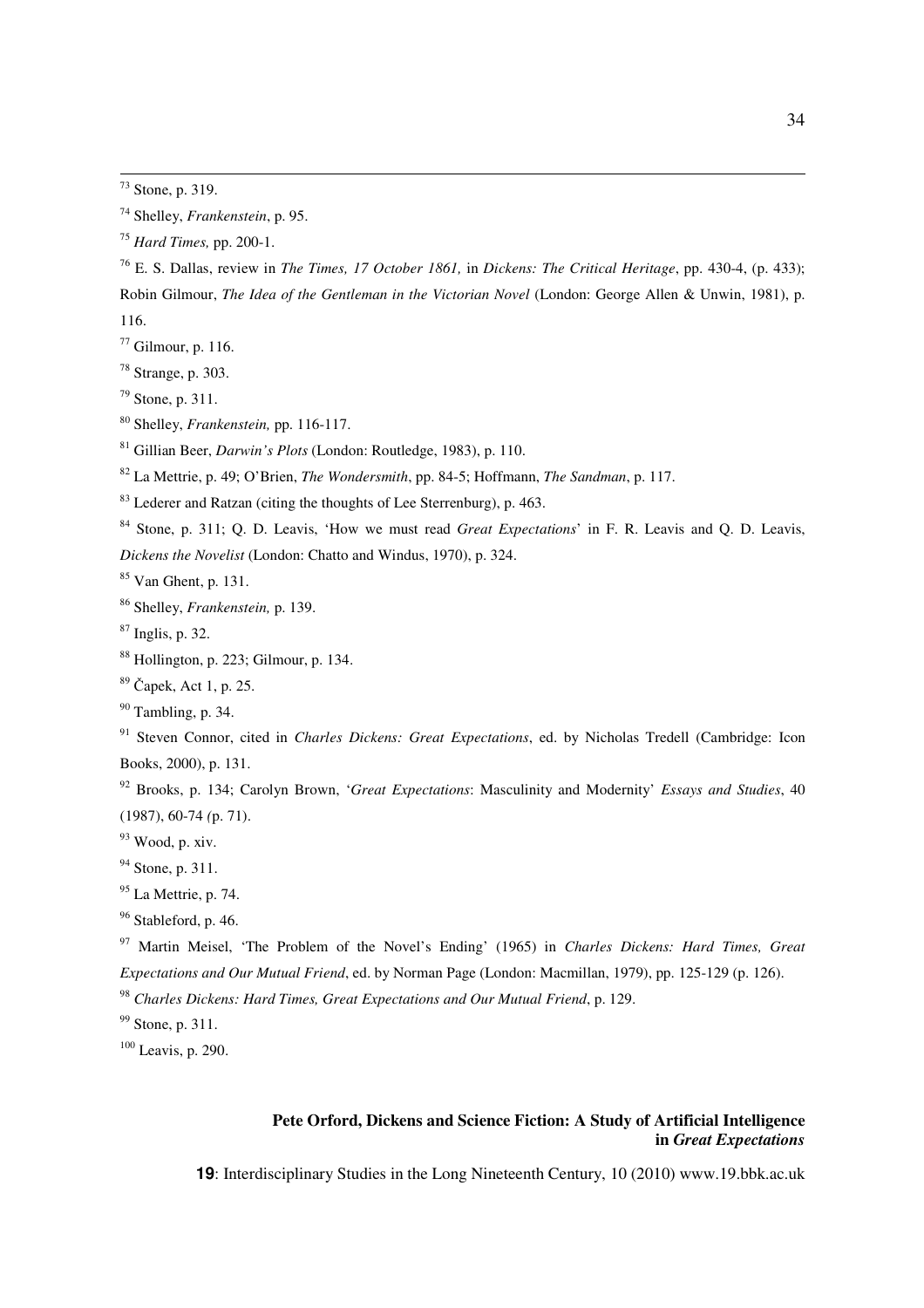[73] Stone, p. 319.

[74] Shelley, *Frankenstein*, p. 95.

[75] *Hard Times,* pp. 200-1.

[76] E. S. Dallas, review in *The Times, 17 October 1861,* in *Dickens: The Critical Heritage*, pp. 430-4, (p. 433); Robin Gilmour, *The Idea of the Gentleman in the Victorian Novel* (London: George Allen & Unwin, 1981), p. 116.

[77] Gilmour, p. 116.

[78] Strange, p. 303.

[79] Stone, p. 311.

[80] Shelley, *Frankenstein,* pp. 116-117.

[81] Gillian Beer, *Darwin's Plots* (London: Routledge, 1983), p. 110.

[82] La Mettrie, p. 49; O'Brien, *The Wondersmith*, pp. 84-5; Hoffmann, *The Sandman*, p. 117.

[83] Lederer and Ratzan (citing the thoughts of Lee Sterrenburg), p. 463.

[84] Stone, p. 311; Q. D. Leavis, 'How we must read *Great Expectations*' in F. R. Leavis and Q. D. Leavis, *Dickens the Novelist* (London: Chatto and Windus, 1970), p. 324.

[85] Van Ghent, p. 131.

[86] Shelley, *Frankenstein,* p. 139.

[87] Inglis, p. 32.

[88] Hollington, p. 223; Gilmour, p. 134.

[89] Čapek, Act 1, p. 25.

[90] Tambling, p. 34.

[91] Steven Connor, cited in *Charles Dickens: Great Expectations*, ed. by Nicholas Tredell (Cambridge: Icon Books, 2000), p. 131.

[92] Brooks, p. 134; Carolyn Brown, '*Great Expectations*: Masculinity and Modernity' *Essays and Studies*, 40 (1987), 60-74 (p. 71).

[93] Wood, p. xiv.

[94] Stone, p. 311.

[95] La Mettrie, p. 74.

[96] Stableford, p. 46.

[97] Martin Meisel, 'The Problem of the Novel's Ending' (1965) in *Charles Dickens: Hard Times, Great Expectations and Our Mutual Friend*, ed. by Norman Page (London: Macmillan, 1979), pp. 125-129 (p. 126).

[98] *Charles Dickens: Hard Times, Great Expectations and Our Mutual Friend*, p. 129.

[99] Stone, p. 311.

[100] Leavis, p. 290.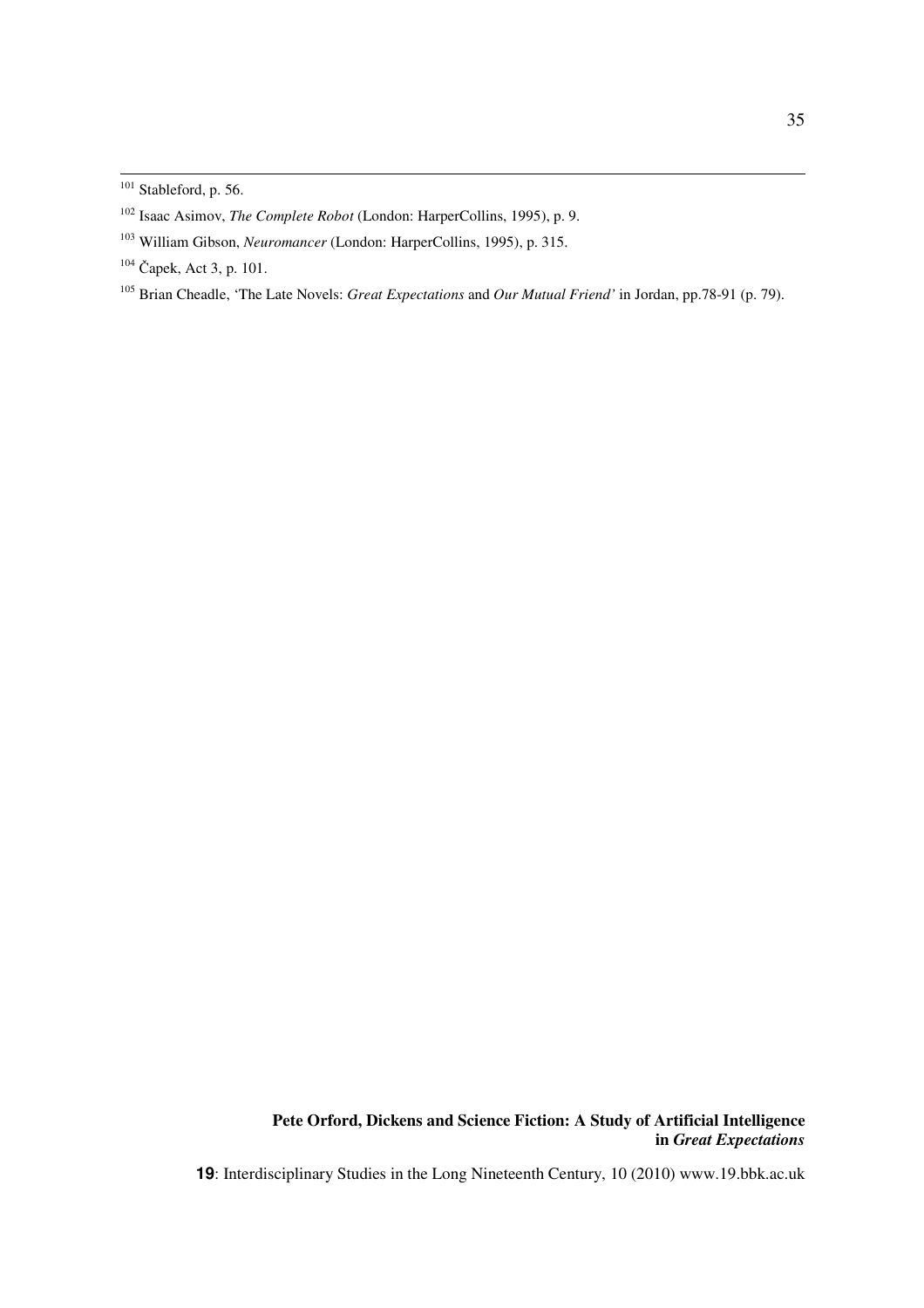[101] Stableford, p. 56.

[102] Isaac Asimov, *The Complete Robot* (London: HarperCollins, 1995), p. 9.

[103] William Gibson, *Neuromancer* (London: HarperCollins, 1995), p. 315.

[104] Čapek, Act 3, p. 101.

[105] Brian Cheadle, 'The Late Novels: *Great Expectations* and *Our Mutual Friend*' in Jordan, pp.78-91 (p. 79).